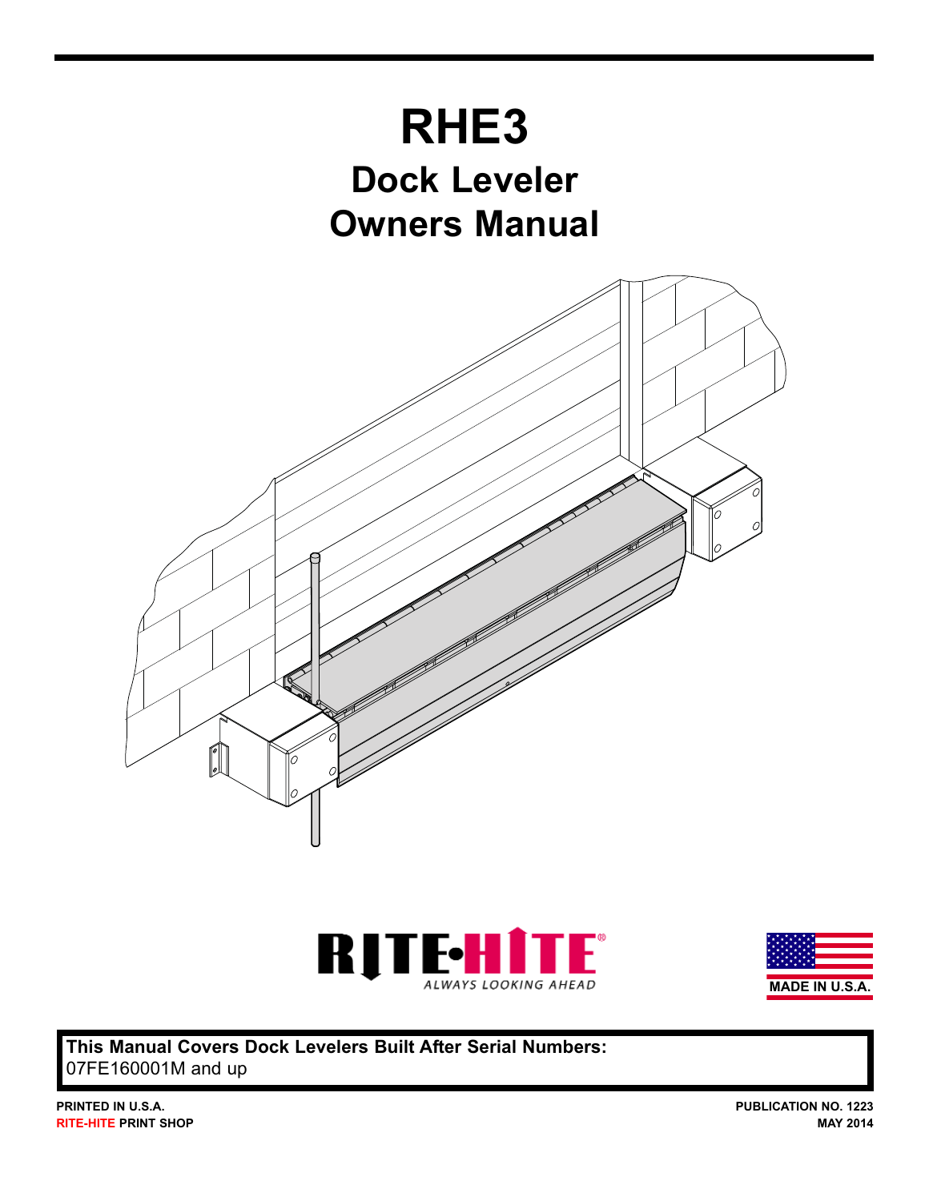# RHE3

## Dock Leveler
## Owners Manual

RITE-HITE®
ALWAYS LOOKING AHEAD

MADE IN U.S.A.

**This Manual Covers Dock Levelers Built After Serial Numbers:**
07FE160001M and up

**PRINTED IN U.S.A.**
**RITE-HITE PRINT SHOP**

**PUBLICATION NO. 1223**
**MAY 2014**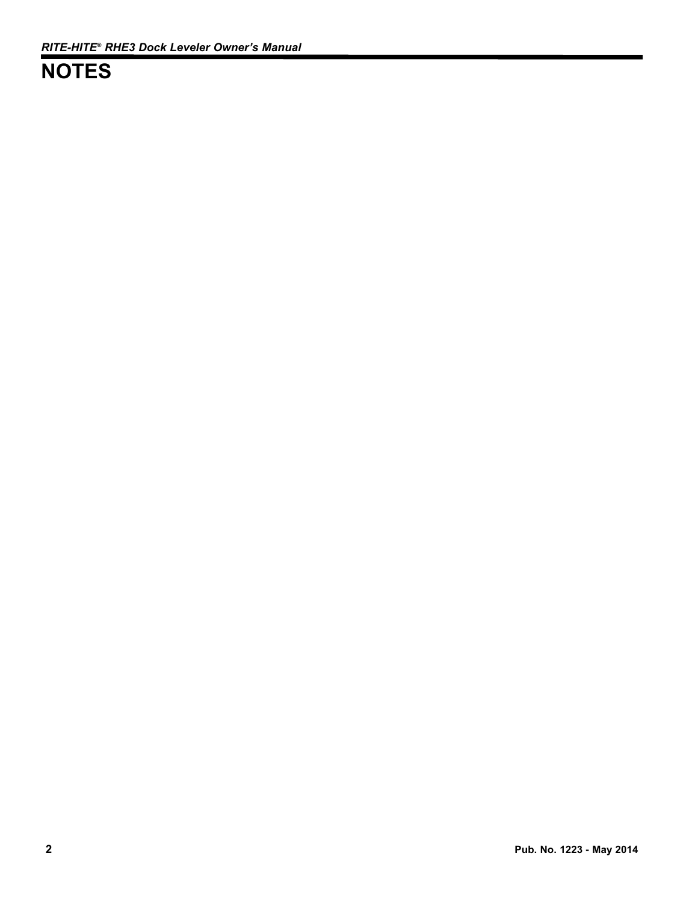# NOTES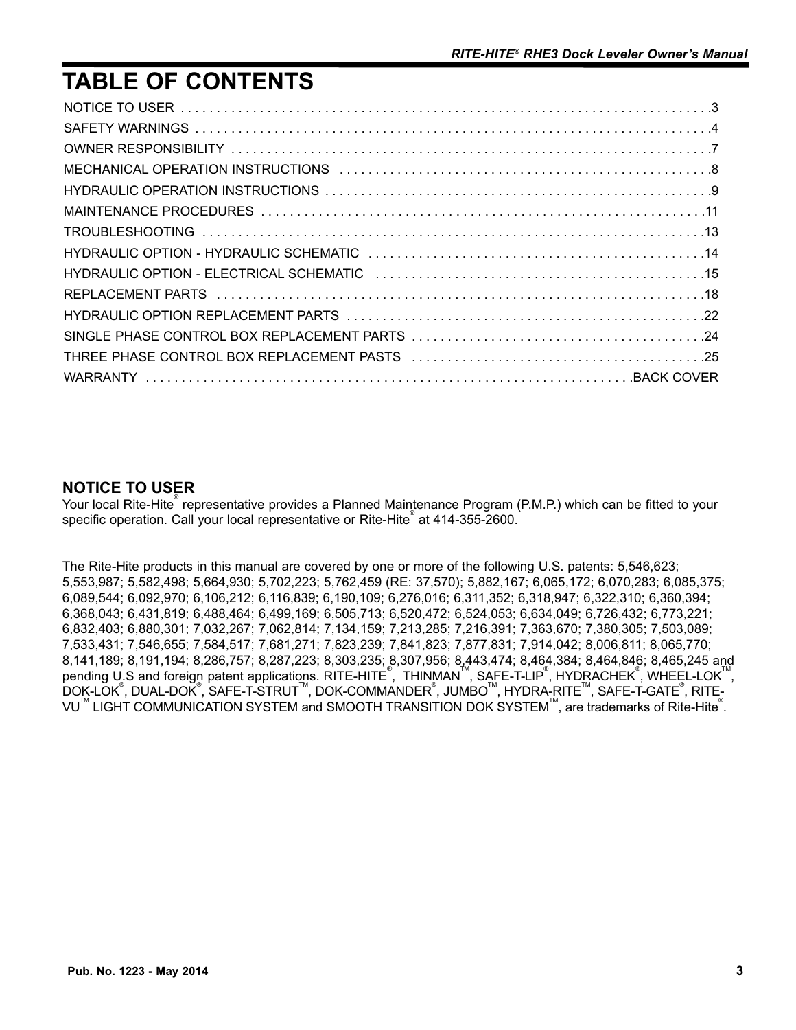# TABLE OF CONTENTS

| | |
|---|---|
| NOTICE TO USER | 3 |
| SAFETY WARNINGS | 4 |
| OWNER RESPONSIBILITY | 7 |
| MECHANICAL OPERATION INSTRUCTIONS | 8 |
| HYDRAULIC OPERATION INSTRUCTIONS | 9 |
| MAINTENANCE PROCEDURES | 11 |
| TROUBLESHOOTING | 13 |
| HYDRAULIC OPTION - HYDRAULIC SCHEMATIC | 14 |
| HYDRAULIC OPTION - ELECTRICAL SCHEMATIC | 15 |
| REPLACEMENT PARTS | 18 |
| HYDRAULIC OPTION REPLACEMENT PARTS | 22 |
| SINGLE PHASE CONTROL BOX REPLACEMENT PARTS | 24 |
| THREE PHASE CONTROL BOX REPLACEMENT PASTS | 25 |
| WARRANTY | BACK COVER |

## NOTICE TO USER

Your local Rite-Hite® representative provides a Planned Maintenance Program (P.M.P.) which can be fitted to your specific operation. Call your local representative or Rite-Hite® at 414-355-2600.

The Rite-Hite products in this manual are covered by one or more of the following U.S. patents: 5,546,623; 5,553,987; 5,582,498; 5,664,930; 5,702,223; 5,762,459 (RE: 37,570); 5,882,167; 6,065,172; 6,070,283; 6,085,375; 6,089,544; 6,092,970; 6,106,212; 6,116,839; 6,190,109; 6,276,016; 6,311,352; 6,318,947; 6,322,310; 6,360,394; 6,368,043; 6,431,819; 6,488,464; 6,499,169; 6,505,713; 6,520,472; 6,524,053; 6,634,049; 6,726,432; 6,773,221; 6,832,403; 6,880,301; 7,032,267; 7,062,814; 7,134,159; 7,213,285; 7,216,391; 7,363,670; 7,380,305; 7,503,089; 7,533,431; 7,546,655; 7,584,517; 7,681,271; 7,823,239; 7,841,823; 7,877,831; 7,914,042; 8,006,811; 8,065,770; 8,141,189; 8,191,194; 8,286,757; 8,287,223; 8,303,235; 8,307,956; 8,443,474; 8,464,384; 8,464,846; 8,465,245 and pending U.S and foreign patent applications. RITE-HITE®, THINMAN™, SAFE-T-LIP®, HYDRACHEK®, WHEEL-LOK™, DOK-LOK®, DUAL-DOK®, SAFE-T-STRUT™, DOK-COMMANDER®, JUMBO™, HYDRA-RITE™, SAFE-T-GATE®, RITE-VU™ LIGHT COMMUNICATION SYSTEM and SMOOTH TRANSITION DOK SYSTEM™, are trademarks of Rite-Hite®.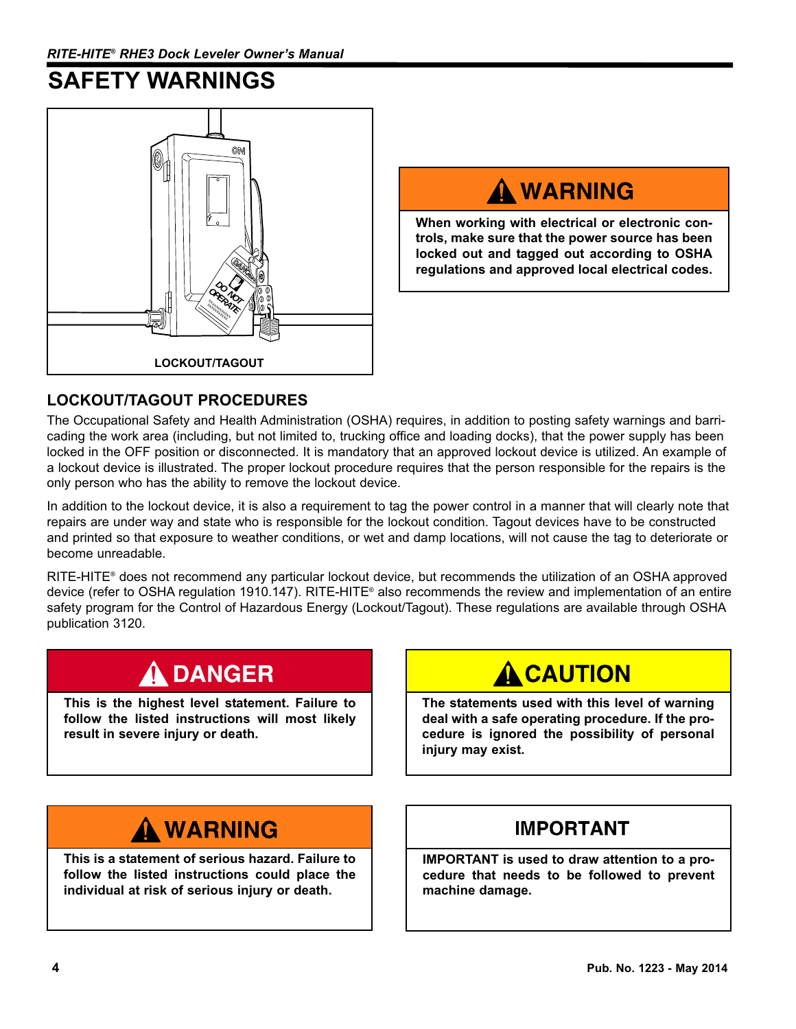# SAFETY WARNINGS

LOCKOUT/TAGOUT

**⚠ WARNING**

**When working with electrical or electronic controls, make sure that the power source has been locked out and tagged out according to OSHA regulations and approved local electrical codes.**

## LOCKOUT/TAGOUT PROCEDURES

The Occupational Safety and Health Administration (OSHA) requires, in addition to posting safety warnings and barricading the work area (including, but not limited to, trucking office and loading docks), that the power supply has been locked in the OFF position or disconnected. It is mandatory that an approved lockout device is utilized. An example of a lockout device is illustrated. The proper lockout procedure requires that the person responsible for the repairs is the only person who has the ability to remove the lockout device.

In addition to the lockout device, it is also a requirement to tag the power control in a manner that will clearly note that repairs are under way and state who is responsible for the lockout condition. Tagout devices have to be constructed and printed so that exposure to weather conditions, or wet and damp locations, will not cause the tag to deteriorate or become unreadable.

RITE-HITE® does not recommend any particular lockout device, but recommends the utilization of an OSHA approved device (refer to OSHA regulation 1910.147). RITE-HITE® also recommends the review and implementation of an entire safety program for the Control of Hazardous Energy (Lockout/Tagout). These regulations are available through OSHA publication 3120.

**⚠ DANGER**

**This is the highest level statement. Failure to follow the listed instructions will most likely result in severe injury or death.**

**⚠ CAUTION**

**The statements used with this level of warning deal with a safe operating procedure. If the procedure is ignored the possibility of personal injury may exist.**

**⚠ WARNING**

**This is a statement of serious hazard. Failure to follow the listed instructions could place the individual at risk of serious injury or death.**

**IMPORTANT**

**IMPORTANT is used to draw attention to a procedure that needs to be followed to prevent machine damage.**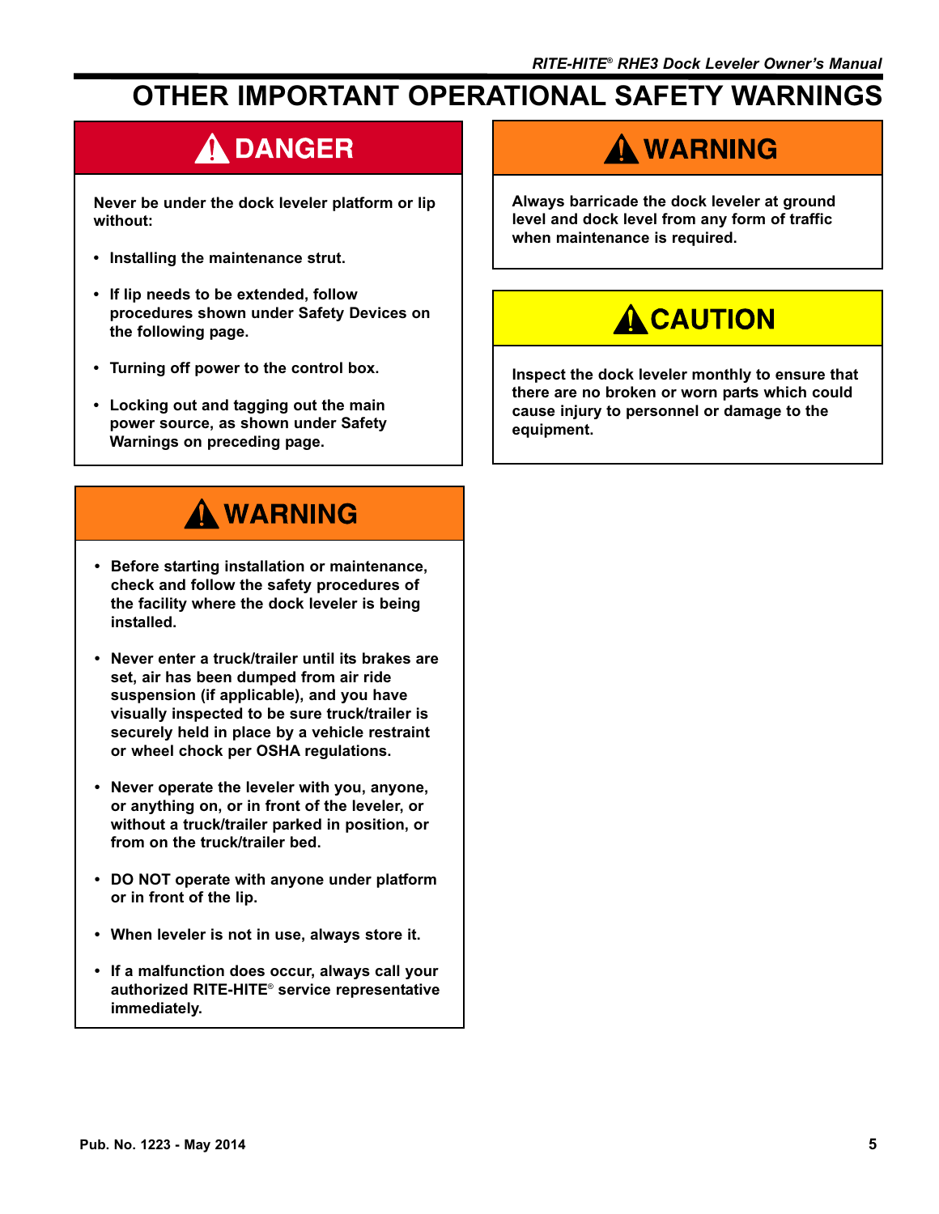# OTHER IMPORTANT OPERATIONAL SAFETY WARNINGS

## ⚠ DANGER

**Never be under the dock leveler platform or lip without:**

- **Installing the maintenance strut.**
- **If lip needs to be extended, follow procedures shown under Safety Devices on the following page.**
- **Turning off power to the control box.**
- **Locking out and tagging out the main power source, as shown under Safety Warnings on preceding page.**

## ⚠ WARNING

- **Before starting installation or maintenance, check and follow the safety procedures of the facility where the dock leveler is being installed.**
- **Never enter a truck/trailer until its brakes are set, air has been dumped from air ride suspension (if applicable), and you have visually inspected to be sure truck/trailer is securely held in place by a vehicle restraint or wheel chock per OSHA regulations.**
- **Never operate the leveler with you, anyone, or anything on, or in front of the leveler, or without a truck/trailer parked in position, or from on the truck/trailer bed.**
- **DO NOT operate with anyone under platform or in front of the lip.**
- **When leveler is not in use, always store it.**
- **If a malfunction does occur, always call your authorized RITE-HITE® service representative immediately.**

## ⚠ WARNING

**Always barricade the dock leveler at ground level and dock level from any form of traffic when maintenance is required.**

## ⚠ CAUTION

**Inspect the dock leveler monthly to ensure that there are no broken or worn parts which could cause injury to personnel or damage to the equipment.**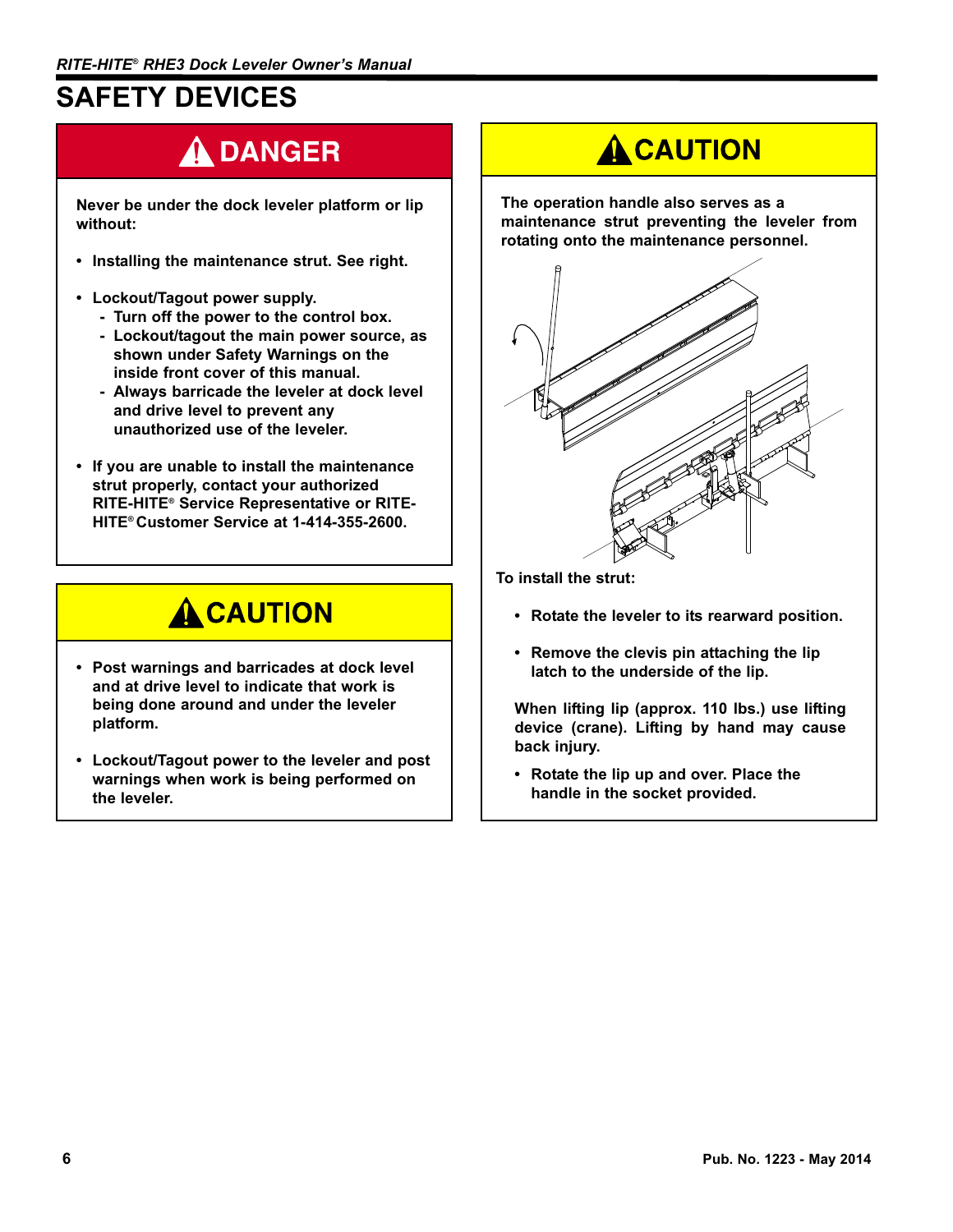# SAFETY DEVICES

## ⚠ DANGER

**Never be under the dock leveler platform or lip without:**

- **Installing the maintenance strut. See right.**
- **Lockout/Tagout power supply.**
  - **Turn off the power to the control box.**
  - **Lockout/tagout the main power source, as shown under Safety Warnings on the inside front cover of this manual.**
  - **Always barricade the leveler at dock level and drive level to prevent any unauthorized use of the leveler.**
- **If you are unable to install the maintenance strut properly, contact your authorized RITE-HITE® Service Representative or RITE-HITE® Customer Service at 1-414-355-2600.**

## ⚠ CAUTION

- **Post warnings and barricades at dock level and at drive level to indicate that work is being done around and under the leveler platform.**
- **Lockout/Tagout power to the leveler and post warnings when work is being performed on the leveler.**

## ⚠ CAUTION

**The operation handle also serves as a maintenance strut preventing the leveler from rotating onto the maintenance personnel.**

**To install the strut:**

- **Rotate the leveler to its rearward position.**
- **Remove the clevis pin attaching the lip latch to the underside of the lip.**

**When lifting lip (approx. 110 lbs.) use lifting device (crane). Lifting by hand may cause back injury.**

- **Rotate the lip up and over. Place the handle in the socket provided.**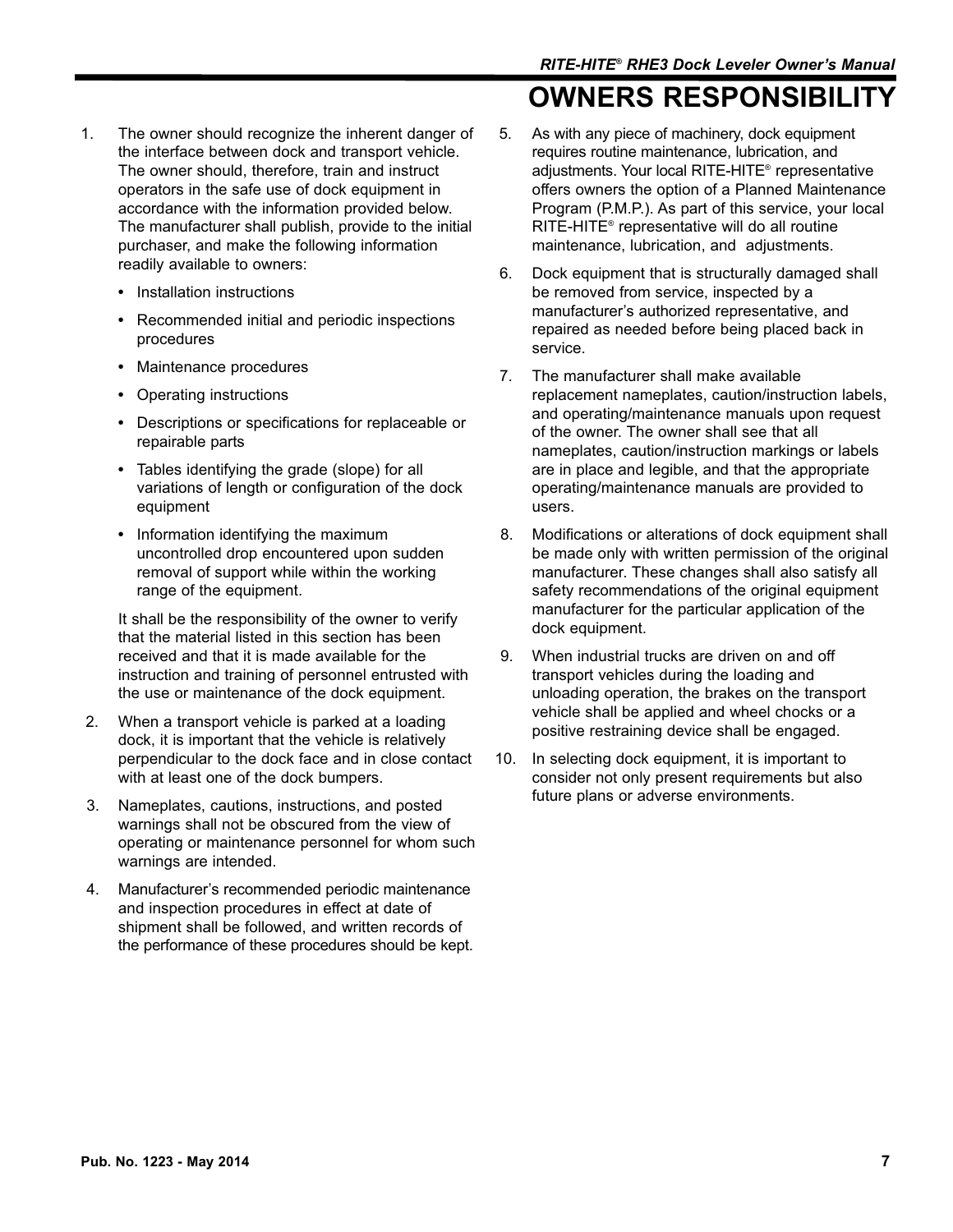# OWNERS RESPONSIBILITY

1. The owner should recognize the inherent danger of the interface between dock and transport vehicle. The owner should, therefore, train and instruct operators in the safe use of dock equipment in accordance with the information provided below. The manufacturer shall publish, provide to the initial purchaser, and make the following information readily available to owners:

   - Installation instructions
   - Recommended initial and periodic inspections procedures
   - Maintenance procedures
   - Operating instructions
   - Descriptions or specifications for replaceable or repairable parts
   - Tables identifying the grade (slope) for all variations of length or configuration of the dock equipment
   - Information identifying the maximum uncontrolled drop encountered upon sudden removal of support while within the working range of the equipment.

   It shall be the responsibility of the owner to verify that the material listed in this section has been received and that it is made available for the instruction and training of personnel entrusted with the use or maintenance of the dock equipment.

2. When a transport vehicle is parked at a loading dock, it is important that the vehicle is relatively perpendicular to the dock face and in close contact with at least one of the dock bumpers.

3. Nameplates, cautions, instructions, and posted warnings shall not be obscured from the view of operating or maintenance personnel for whom such warnings are intended.

4. Manufacturer's recommended periodic maintenance and inspection procedures in effect at date of shipment shall be followed, and written records of the performance of these procedures should be kept.

5. As with any piece of machinery, dock equipment requires routine maintenance, lubrication, and adjustments. Your local RITE-HITE® representative offers owners the option of a Planned Maintenance Program (P.M.P.). As part of this service, your local RITE-HITE® representative will do all routine maintenance, lubrication, and adjustments.

6. Dock equipment that is structurally damaged shall be removed from service, inspected by a manufacturer's authorized representative, and repaired as needed before being placed back in service.

7. The manufacturer shall make available replacement nameplates, caution/instruction labels, and operating/maintenance manuals upon request of the owner. The owner shall see that all nameplates, caution/instruction markings or labels are in place and legible, and that the appropriate operating/maintenance manuals are provided to users.

8. Modifications or alterations of dock equipment shall be made only with written permission of the original manufacturer. These changes shall also satisfy all safety recommendations of the original equipment manufacturer for the particular application of the dock equipment.

9. When industrial trucks are driven on and off transport vehicles during the loading and unloading operation, the brakes on the transport vehicle shall be applied and wheel chocks or a positive restraining device shall be engaged.

10. In selecting dock equipment, it is important to consider not only present requirements but also future plans or adverse environments.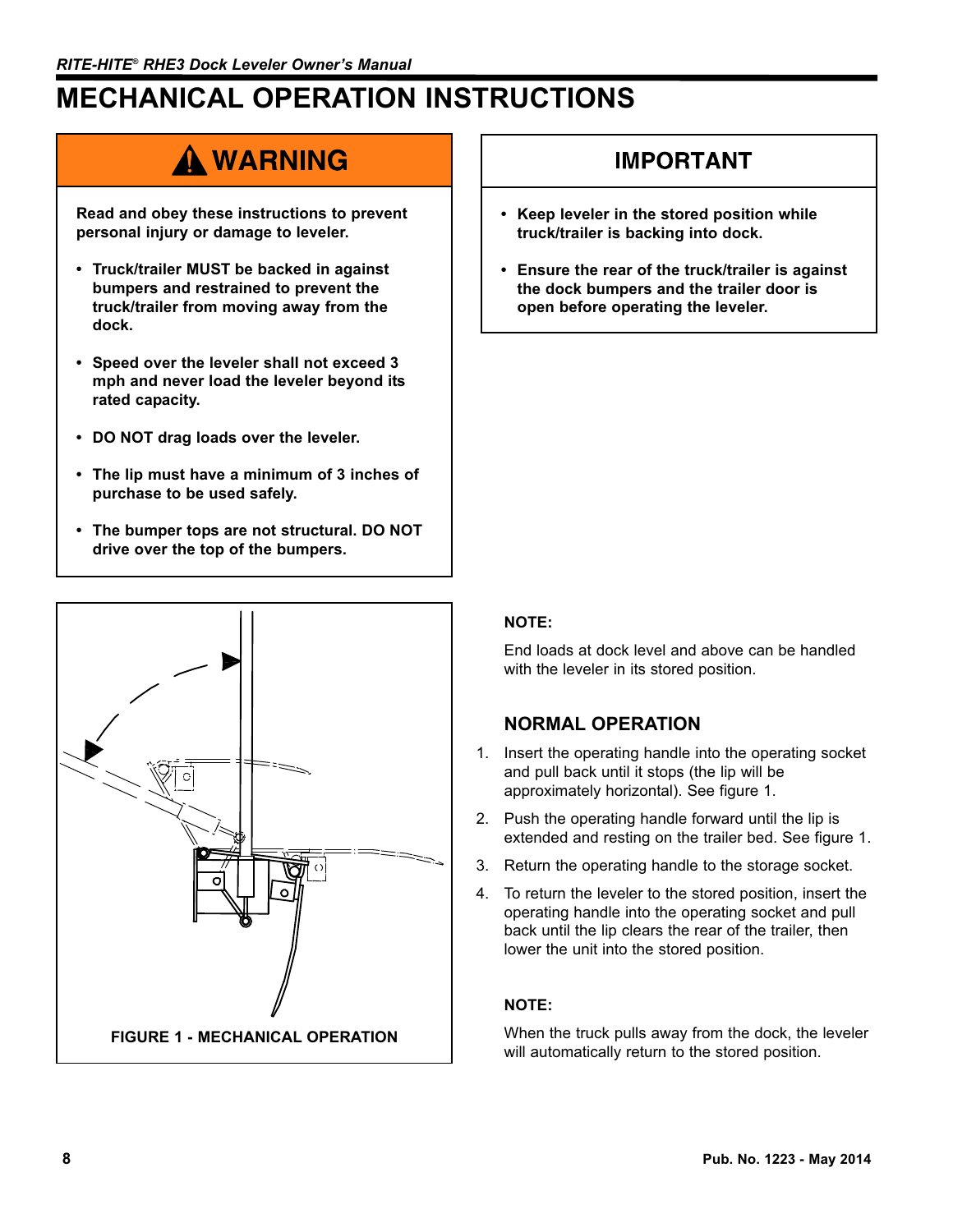# MECHANICAL OPERATION INSTRUCTIONS

## ⚠ WARNING

**Read and obey these instructions to prevent personal injury or damage to leveler.**

- **Truck/trailer MUST be backed in against bumpers and restrained to prevent the truck/trailer from moving away from the dock.**
- **Speed over the leveler shall not exceed 3 mph and never load the leveler beyond its rated capacity.**
- **DO NOT drag loads over the leveler.**
- **The lip must have a minimum of 3 inches of purchase to be used safely.**
- **The bumper tops are not structural. DO NOT drive over the top of the bumpers.**

## IMPORTANT

- **Keep leveler in the stored position while truck/trailer is backing into dock.**
- **Ensure the rear of the truck/trailer is against the dock bumpers and the trailer door is open before operating the leveler.**

**FIGURE 1 - MECHANICAL OPERATION**

**NOTE:**

End loads at dock level and above can be handled with the leveler in its stored position.

### NORMAL OPERATION

1. Insert the operating handle into the operating socket and pull back until it stops (the lip will be approximately horizontal). See figure 1.
2. Push the operating handle forward until the lip is extended and resting on the trailer bed. See figure 1.
3. Return the operating handle to the storage socket.
4. To return the leveler to the stored position, insert the operating handle into the operating socket and pull back until the lip clears the rear of the trailer, then lower the unit into the stored position.

**NOTE:**

When the truck pulls away from the dock, the leveler will automatically return to the stored position.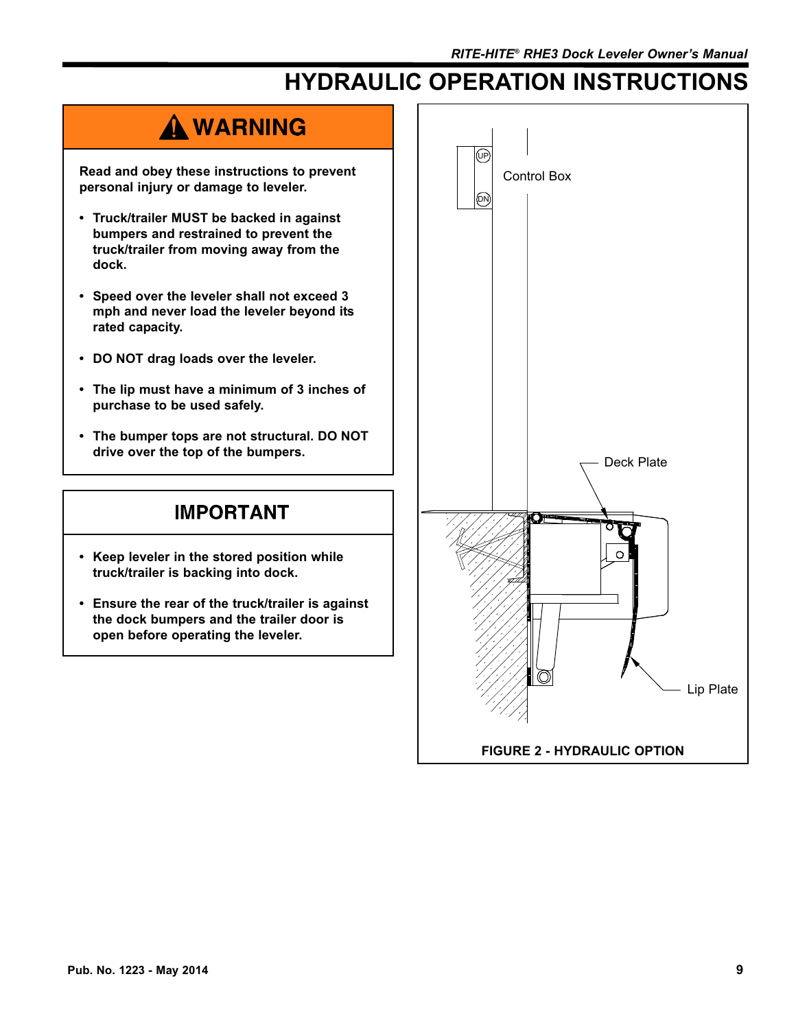# HYDRAULIC OPERATION INSTRUCTIONS

## ⚠ WARNING

**Read and obey these instructions to prevent personal injury or damage to leveler.**

- **Truck/trailer MUST be backed in against bumpers and restrained to prevent the truck/trailer from moving away from the dock.**
- **Speed over the leveler shall not exceed 3 mph and never load the leveler beyond its rated capacity.**
- **DO NOT drag loads over the leveler.**
- **The lip must have a minimum of 3 inches of purchase to be used safely.**
- **The bumper tops are not structural. DO NOT drive over the top of the bumpers.**

## IMPORTANT

- **Keep leveler in the stored position while truck/trailer is backing into dock.**
- **Ensure the rear of the truck/trailer is against the dock bumpers and the trailer door is open before operating the leveler.**

UP

DN

Control Box

Deck Plate

Lip Plate

**FIGURE 2 - HYDRAULIC OPTION**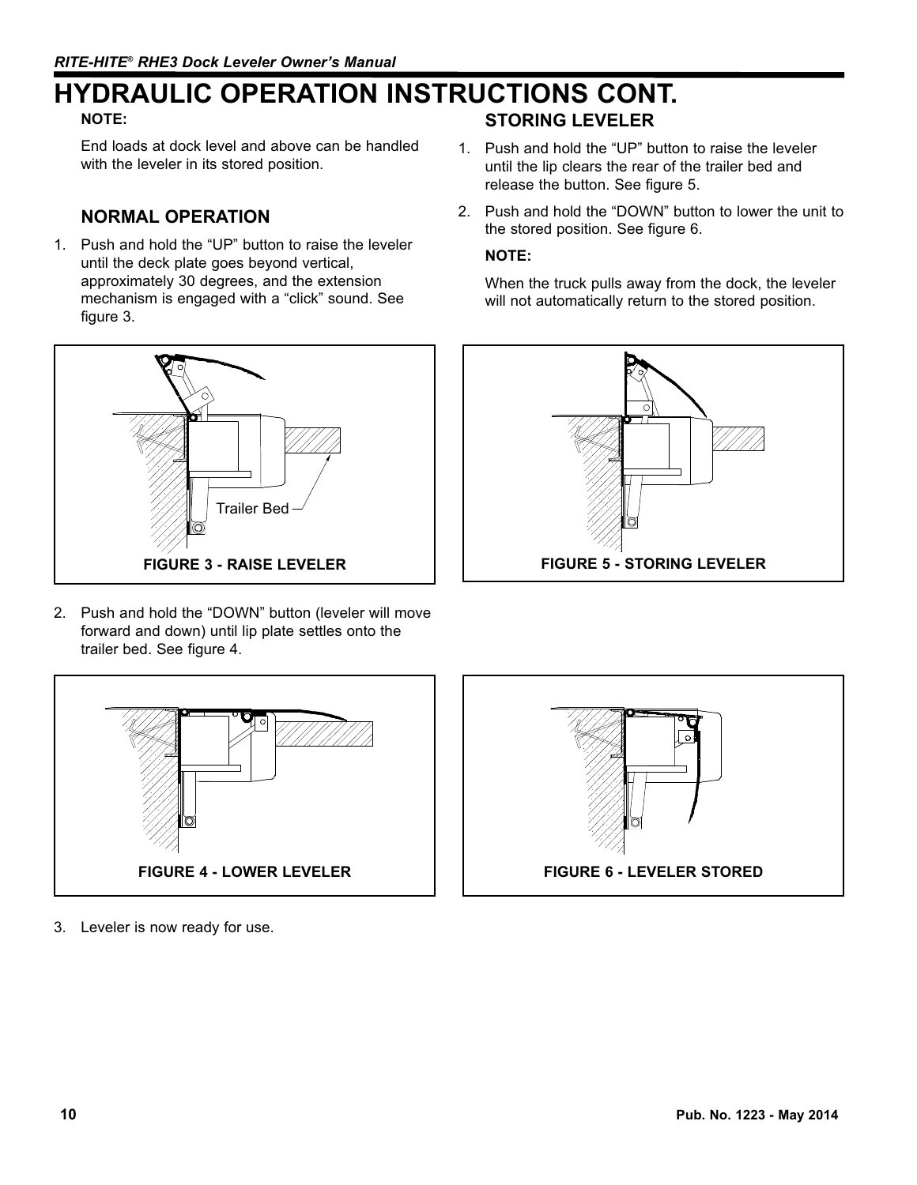# HYDRAULIC OPERATION INSTRUCTIONS CONT.

**NOTE:**

End loads at dock level and above can be handled with the leveler in its stored position.

## NORMAL OPERATION

1. Push and hold the "UP" button to raise the leveler until the deck plate goes beyond vertical, approximately 30 degrees, and the extension mechanism is engaged with a "click" sound. See figure 3.

Trailer Bed

**FIGURE 3 - RAISE LEVELER**

2. Push and hold the "DOWN" button (leveler will move forward and down) until lip plate settles onto the trailer bed. See figure 4.

**FIGURE 4 - LOWER LEVELER**

3. Leveler is now ready for use.

## STORING LEVELER

1. Push and hold the "UP" button to raise the leveler until the lip clears the rear of the trailer bed and release the button. See figure 5.
2. Push and hold the "DOWN" button to lower the unit to the stored position. See figure 6.

   **NOTE:**

   When the truck pulls away from the dock, the leveler will not automatically return to the stored position.

**FIGURE 5 - STORING LEVELER**

**FIGURE 6 - LEVELER STORED**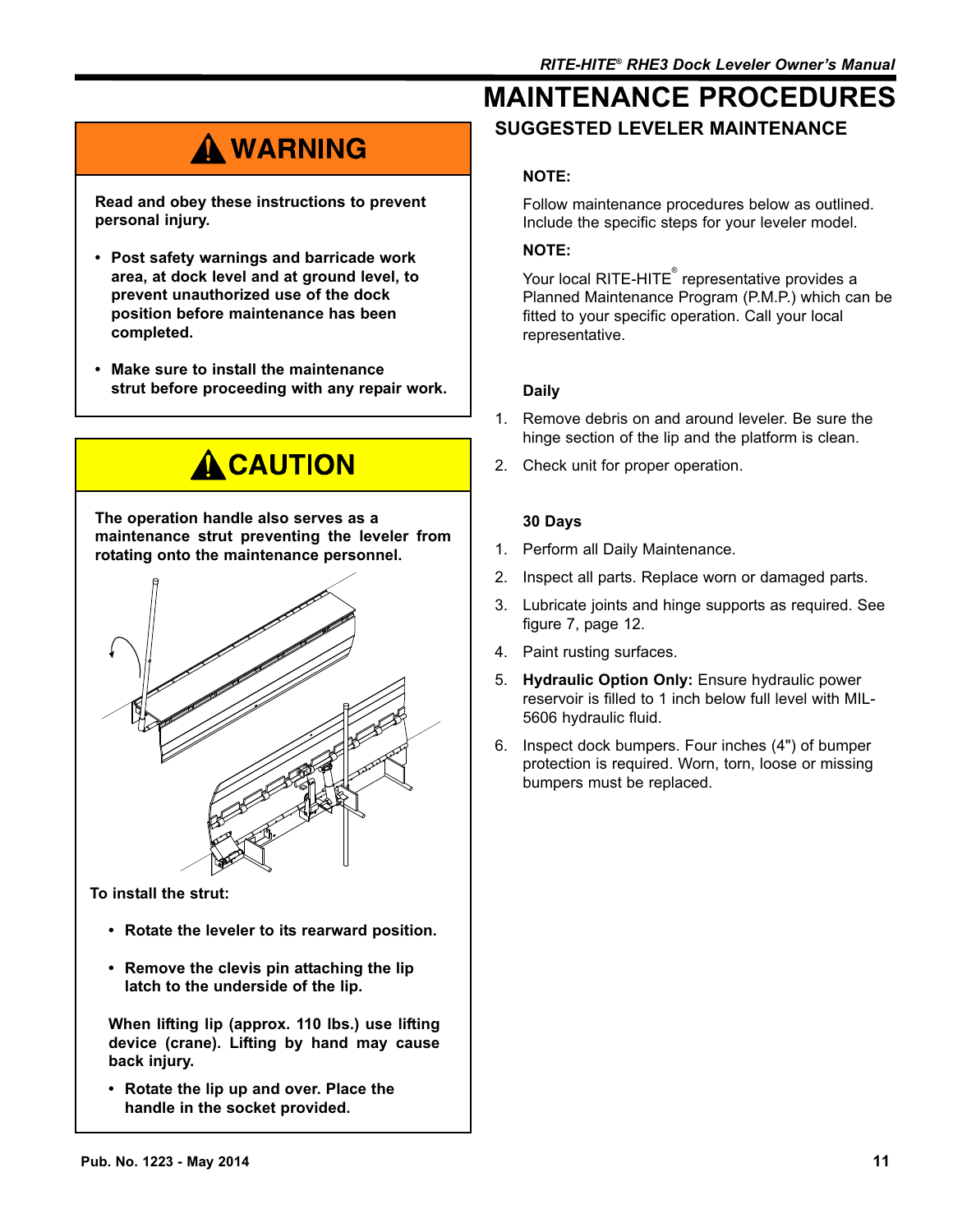# MAINTENANCE PROCEDURES

## ⚠ WARNING

**Read and obey these instructions to prevent personal injury.**

- **Post safety warnings and barricade work area, at dock level and at ground level, to prevent unauthorized use of the dock position before maintenance has been completed.**
- **Make sure to install the maintenance strut before proceeding with any repair work.**

## ⚠ CAUTION

**The operation handle also serves as a maintenance strut preventing the leveler from rotating onto the maintenance personnel.**

**To install the strut:**

- **Rotate the leveler to its rearward position.**
- **Remove the clevis pin attaching the lip latch to the underside of the lip.**

**When lifting lip (approx. 110 lbs.) use lifting device (crane). Lifting by hand may cause back injury.**

- **Rotate the lip up and over. Place the handle in the socket provided.**

## SUGGESTED LEVELER MAINTENANCE

**NOTE:**

Follow maintenance procedures below as outlined. Include the specific steps for your leveler model.

**NOTE:**

Your local RITE-HITE® representative provides a Planned Maintenance Program (P.M.P.) which can be fitted to your specific operation. Call your local representative.

### Daily

1. Remove debris on and around leveler. Be sure the hinge section of the lip and the platform is clean.
2. Check unit for proper operation.

### 30 Days

1. Perform all Daily Maintenance.
2. Inspect all parts. Replace worn or damaged parts.
3. Lubricate joints and hinge supports as required. See figure 7, page 12.
4. Paint rusting surfaces.
5. **Hydraulic Option Only:** Ensure hydraulic power reservoir is filled to 1 inch below full level with MIL-5606 hydraulic fluid.
6. Inspect dock bumpers. Four inches (4") of bumper protection is required. Worn, torn, loose or missing bumpers must be replaced.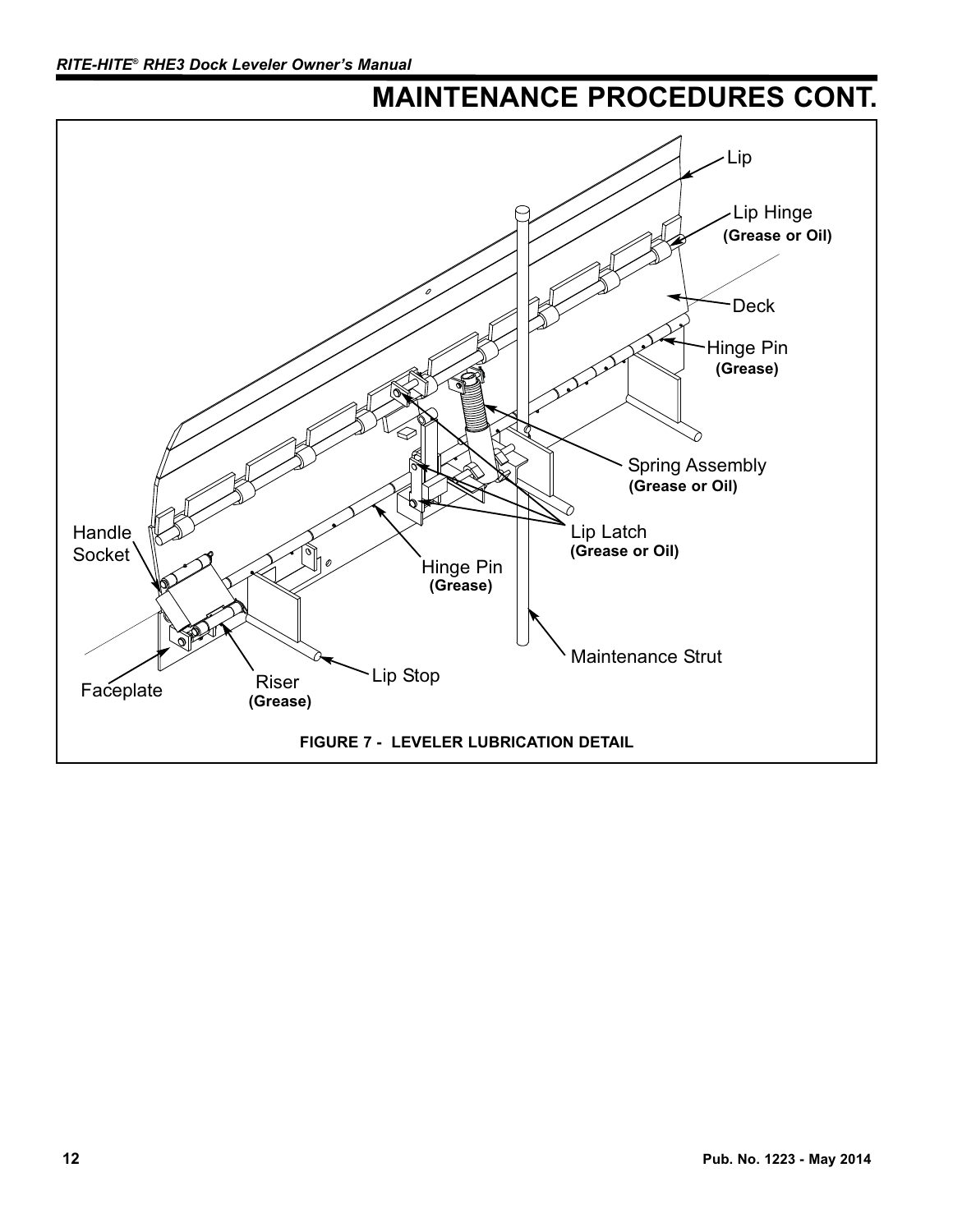# MAINTENANCE PROCEDURES CONT.

Lip

Lip Hinge
**(Grease or Oil)**

Deck

Hinge Pin
**(Grease)**

Spring Assembly
**(Grease or Oil)**

Lip Latch
**(Grease or Oil)**

Handle Socket

Hinge Pin
**(Grease)**

Maintenance Strut

Lip Stop

Riser
**(Grease)**

Faceplate

**FIGURE 7 - LEVELER LUBRICATION DETAIL**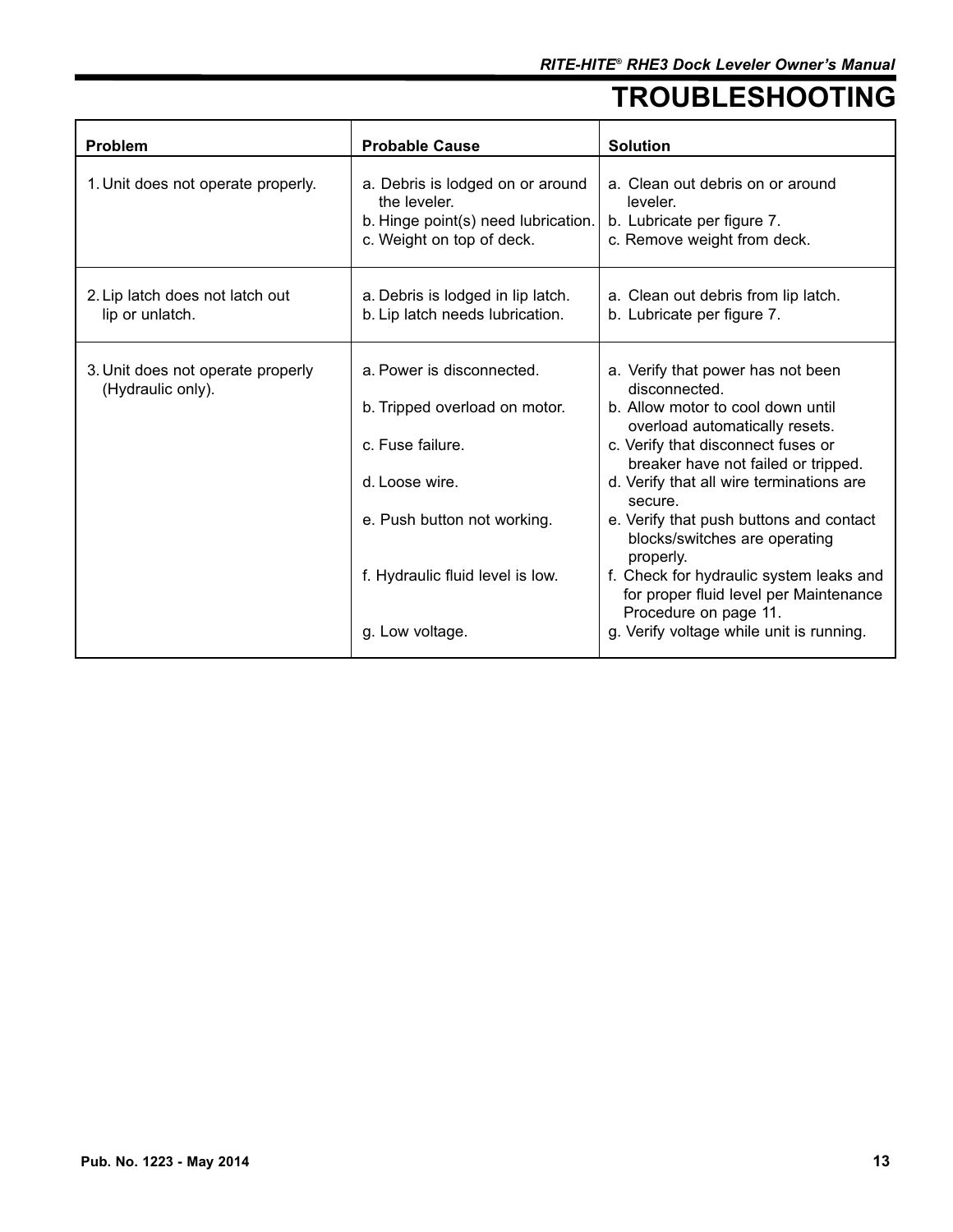# TROUBLESHOOTING

| Problem | Probable Cause | Solution |
|---|---|---|
| 1. Unit does not operate properly. | a. Debris is lodged on or around the leveler.<br>b. Hinge point(s) need lubrication.<br>c. Weight on top of deck. | a. Clean out debris on or around leveler.<br>b. Lubricate per figure 7.<br>c. Remove weight from deck. |
| 2. Lip latch does not latch out lip or unlatch. | a. Debris is lodged in lip latch.<br>b. Lip latch needs lubrication. | a. Clean out debris from lip latch.<br>b. Lubricate per figure 7. |
| 3. Unit does not operate properly (Hydraulic only). | a. Power is disconnected.<br>b. Tripped overload on motor.<br>c. Fuse failure.<br>d. Loose wire.<br>e. Push button not working.<br>f. Hydraulic fluid level is low.<br>g. Low voltage. | a. Verify that power has not been disconnected.<br>b. Allow motor to cool down until overload automatically resets.<br>c. Verify that disconnect fuses or breaker have not failed or tripped.<br>d. Verify that all wire terminations are secure.<br>e. Verify that push buttons and contact blocks/switches are operating properly.<br>f. Check for hydraulic system leaks and for proper fluid level per Maintenance Procedure on page 11.<br>g. Verify voltage while unit is running. |

Pub. No. 1223 - May 2014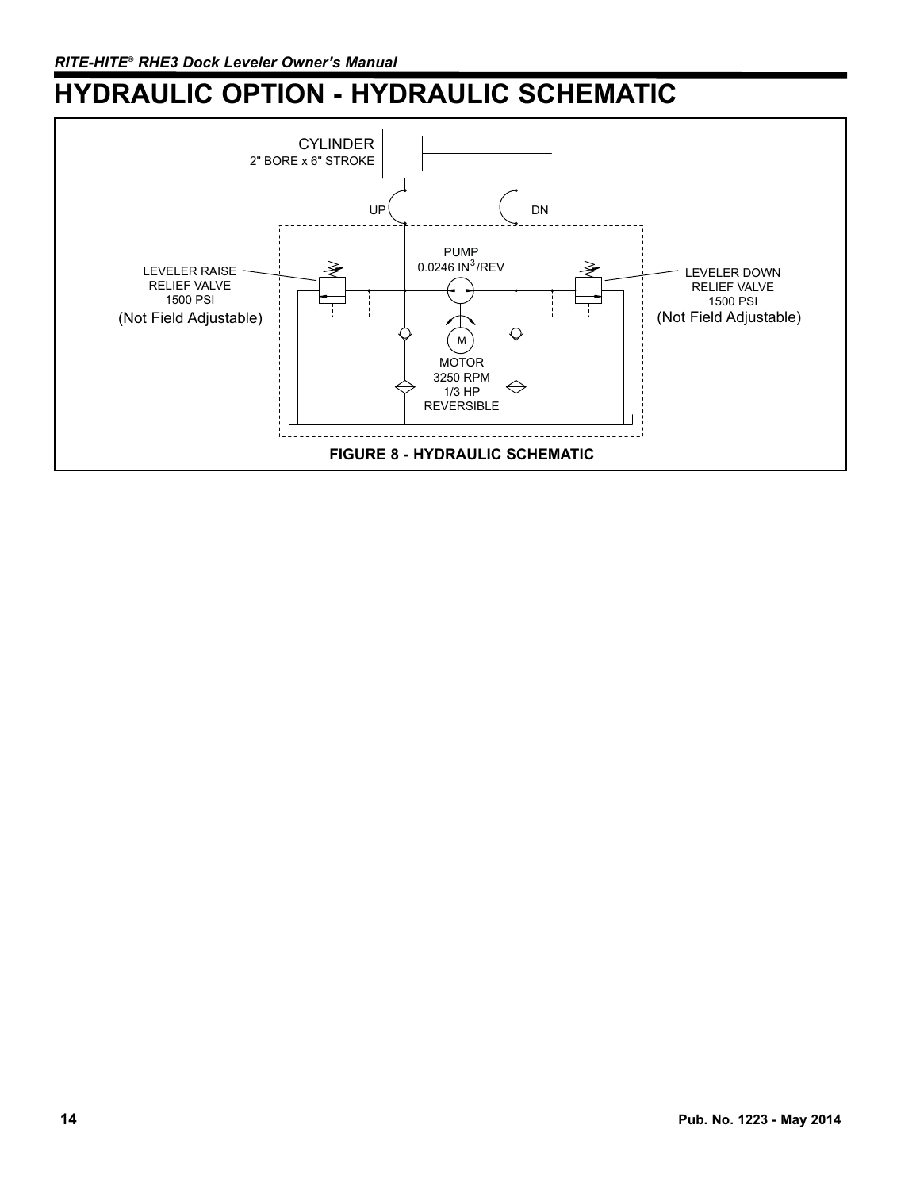# HYDRAULIC OPTION - HYDRAULIC SCHEMATIC

CYLINDER
2" BORE x 6" STROKE

UP

DN

PUMP
0.0246 $IN^3$/REV

LEVELER RAISE RELIEF VALVE
1500 PSI
(Not Field Adjustable)

LEVELER DOWN RELIEF VALVE
1500 PSI
(Not Field Adjustable)

M

MOTOR
3250 RPM
1/3 HP
REVERSIBLE

**FIGURE 8 - HYDRAULIC SCHEMATIC**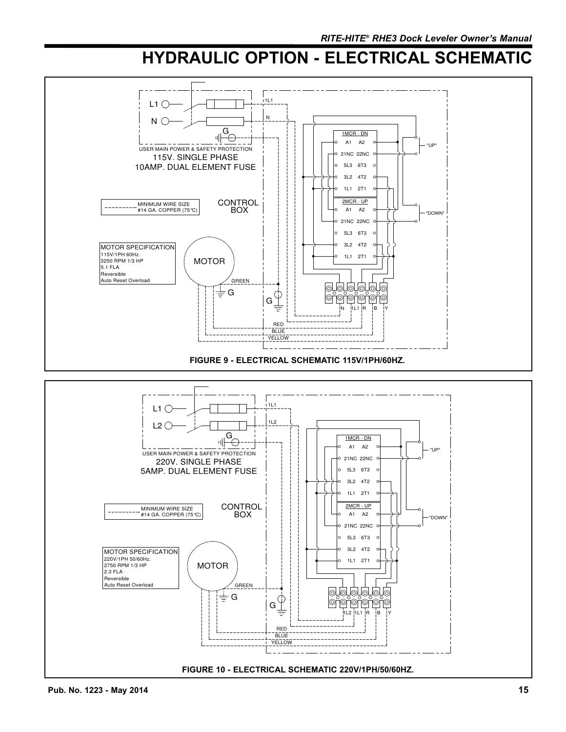# HYDRAULIC OPTION - ELECTRICAL SCHEMATIC

L1
N
G
1L1
N
USER MAIN POWER & SAFETY PROTECTION
115V. SINGLE PHASE
10AMP. DUAL ELEMENT FUSE

1MCR - DN
A1 A2
21NC 22NC
5L3 6T3
3L2 4T2
1L1 2T1

2MCR - UP
A1 A2
21NC 22NC
5L3 6T3
3L2 4T2
1L1 2T1

"UP"
"DOWN"

MINIMUM WIRE SIZE
#14 GA. COPPER (75°C)

CONTROL BOX

MOTOR SPECIFICATION
115V/1PH 60Hz.
3250 RPM 1/3 HP
5.1 FLA
Reversible
Auto Reset Overload

MOTOR
GREEN
G
G
N 1L1 R B Y
RED
BLUE
YELLOW

**FIGURE 9 - ELECTRICAL SCHEMATIC 115V/1PH/60HZ.**

L1
L2
G
1L1
1L2
USER MAIN POWER & SAFETY PROTECTION
220V. SINGLE PHASE
5AMP. DUAL ELEMENT FUSE

1MCR - DN
A1 A2
21NC 22NC
5L3 6T3
3L2 4T2
1L1 2T1

2MCR - UP
A1 A2
21NC 22NC
5L3 6T3
3L2 4T2
1L1 2T1

"UP"
"DOWN"

MINIMUM WIRE SIZE
#14 GA. COPPER (75°C)

CONTROL BOX

MOTOR SPECIFICATION
220V/1PH 50/60Hz.
2750 RPM 1/3 HP
2.3 FLA
Reversible
Auto Reset Overload

MOTOR
GREEN
G
G
1L2 1L1 R B Y
RED
BLUE
YELLOW

**FIGURE 10 - ELECTRICAL SCHEMATIC 220V/1PH/50/60HZ.**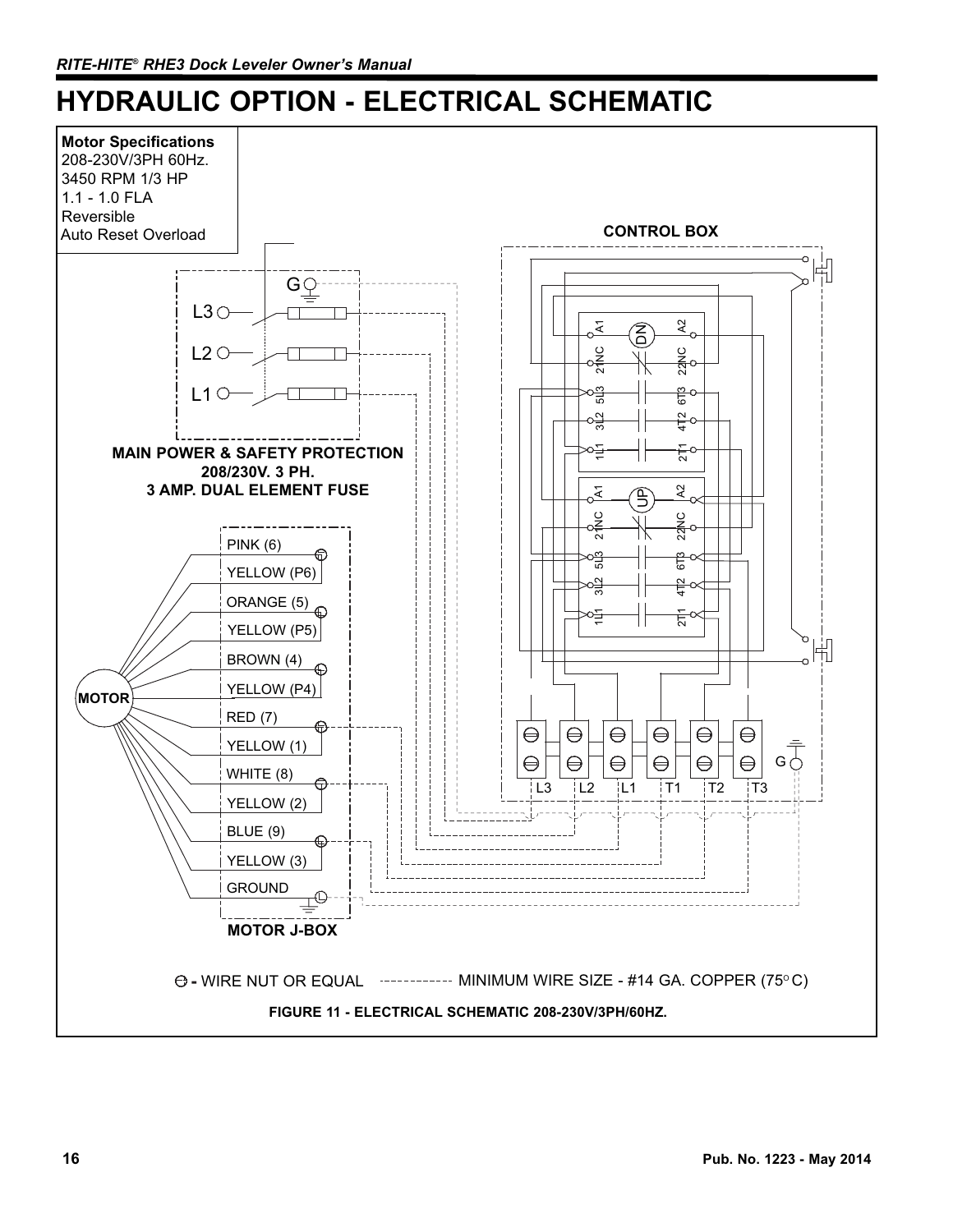# HYDRAULIC OPTION - ELECTRICAL SCHEMATIC

**Motor Specifications**
208-230V/3PH 60Hz.
3450 RPM 1/3 HP
1.1 - 1.0 FLA
Reversible
Auto Reset Overload

**CONTROL BOX**

G
L3
L2
L1

**MAIN POWER & SAFETY PROTECTION**
**208/230V. 3 PH.**
**3 AMP. DUAL ELEMENT FUSE**

A1 DN A2
21NC 22NC
5L3 6T3
3L2 4T2
1L1 2T1

A1 UP A2
21NC 22NC
5L3 6T3
3L2 4T2
1L1 2T1

PINK (6)
YELLOW (P6)
ORANGE (5)
YELLOW (P5)
BROWN (4)
YELLOW (P4)
RED (7)
YELLOW (1)
WHITE (8)
YELLOW (2)
BLUE (9)
YELLOW (3)
GROUND

MOTOR

**MOTOR J-BOX**

L3 L2 L1 T1 T2 T3 G

⊖ - WIRE NUT OR EQUAL ------------ MINIMUM WIRE SIZE - #14 GA. COPPER (75° C)

**FIGURE 11 - ELECTRICAL SCHEMATIC 208-230V/3PH/60HZ.**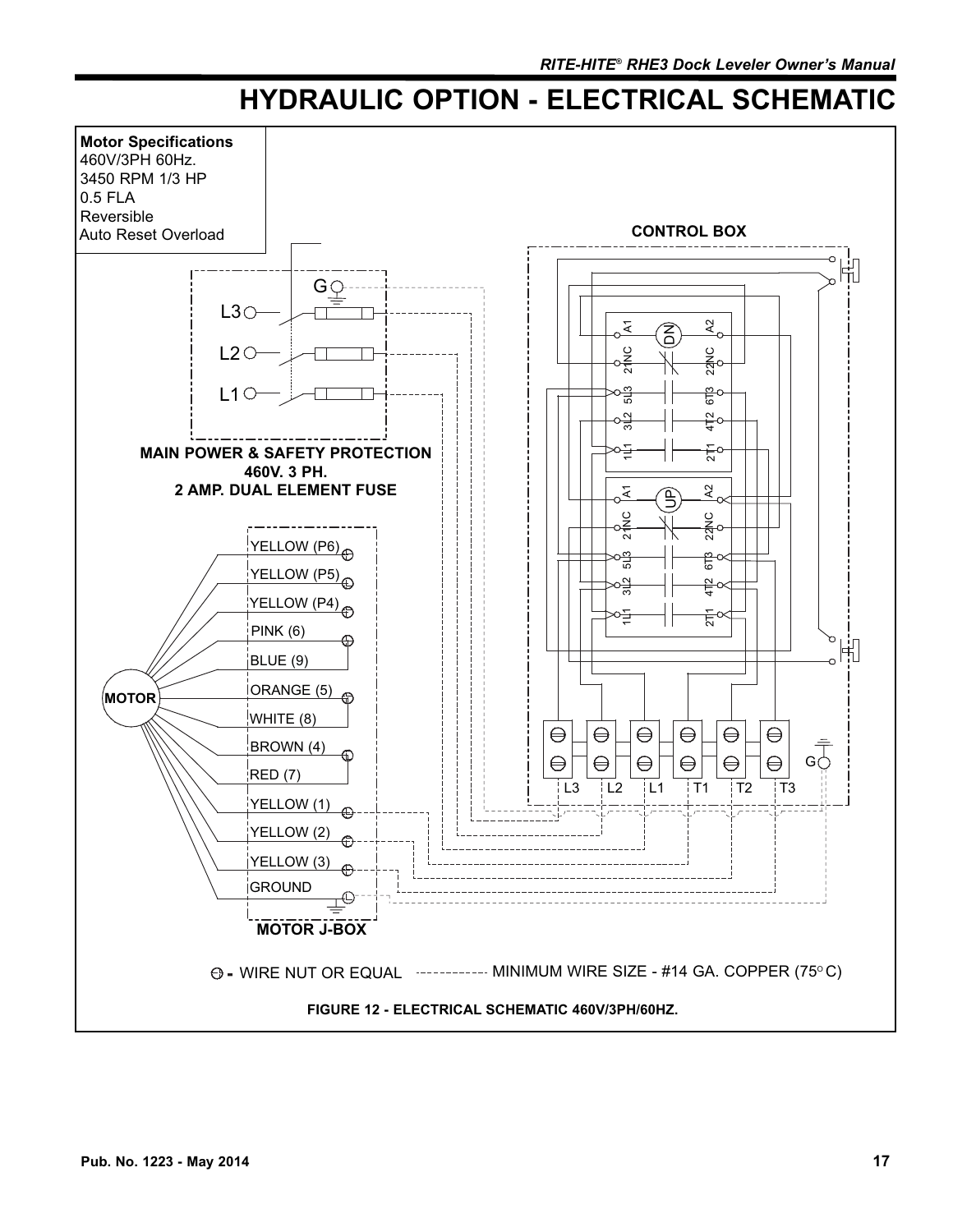# HYDRAULIC OPTION - ELECTRICAL SCHEMATIC

**Motor Specifications**
460V/3PH 60Hz.
3450 RPM 1/3 HP
0.5 FLA
Reversible
Auto Reset Overload

**CONTROL BOX**

**MAIN POWER & SAFETY PROTECTION**
**460V. 3 PH.**
**2 AMP. DUAL ELEMENT FUSE**

**MOTOR J-BOX**

YELLOW (P6)
YELLOW (P5)
YELLOW (P4)
PINK (6)
BLUE (9)
ORANGE (5)
WHITE (8)
BROWN (4)
RED (7)
YELLOW (1)
YELLOW (2)
YELLOW (3)
GROUND

⊖ - WIRE NUT OR EQUAL

MINIMUM WIRE SIZE - #14 GA. COPPER (75° C)

**FIGURE 12 - ELECTRICAL SCHEMATIC 460V/3PH/60HZ.**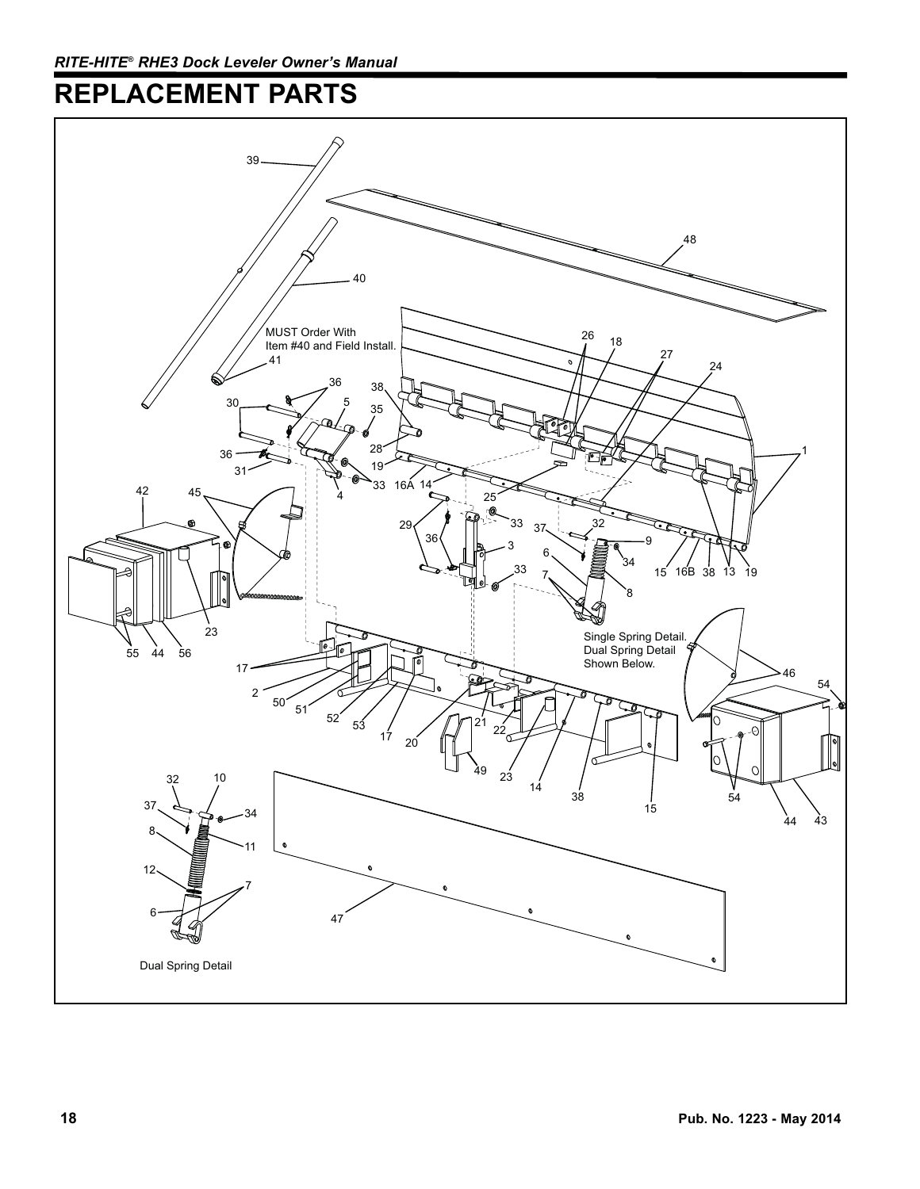# REPLACEMENT PARTS

MUST Order With Item #40 and Field Install.

Single Spring Detail. Dual Spring Detail Shown Below.

Dual Spring Detail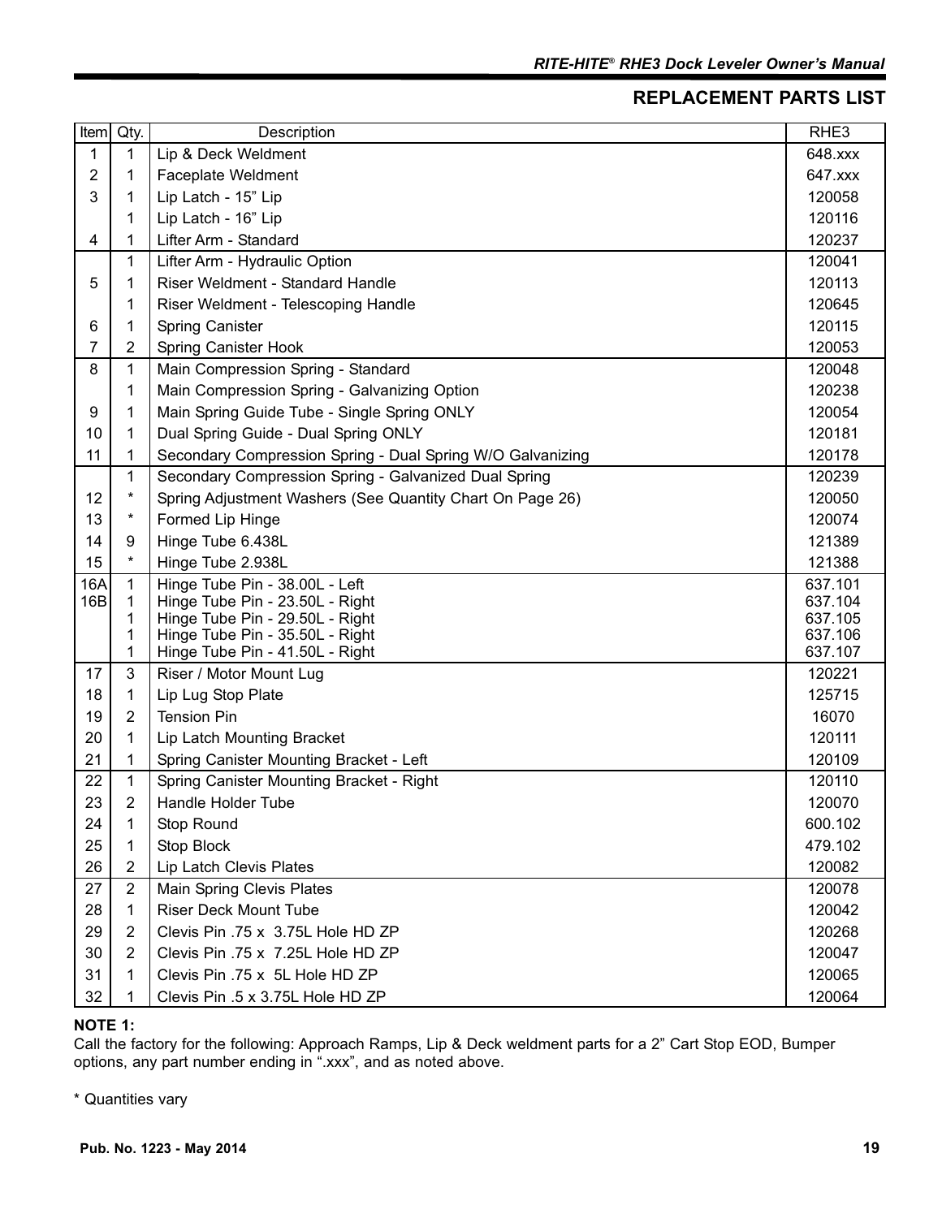## REPLACEMENT PARTS LIST

| Item | Qty. | Description | RHE3 |
|---|---|---|---|
| 1 | 1 | Lip & Deck Weldment | 648.xxx |
| 2 | 1 | Faceplate Weldment | 647.xxx |
| 3 | 1 | Lip Latch - 15" Lip | 120058 |
| | 1 | Lip Latch - 16" Lip | 120116 |
| 4 | 1 | Lifter Arm - Standard | 120237 |
| | 1 | Lifter Arm - Hydraulic Option | 120041 |
| 5 | 1 | Riser Weldment - Standard Handle | 120113 |
| | 1 | Riser Weldment - Telescoping Handle | 120645 |
| 6 | 1 | Spring Canister | 120115 |
| 7 | 2 | Spring Canister Hook | 120053 |
| 8 | 1 | Main Compression Spring - Standard | 120048 |
| | 1 | Main Compression Spring - Galvanizing Option | 120238 |
| 9 | 1 | Main Spring Guide Tube - Single Spring ONLY | 120054 |
| 10 | 1 | Dual Spring Guide - Dual Spring ONLY | 120181 |
| 11 | 1 | Secondary Compression Spring - Dual Spring W/O Galvanizing | 120178 |
| | 1 | Secondary Compression Spring - Galvanized Dual Spring | 120239 |
| 12 | * | Spring Adjustment Washers (See Quantity Chart On Page 26) | 120050 |
| 13 | * | Formed Lip Hinge | 120074 |
| 14 | 9 | Hinge Tube 6.438L | 121389 |
| 15 | * | Hinge Tube 2.938L | 121388 |
| 16A | 1 | Hinge Tube Pin - 38.00L - Left | 637.101 |
| 16B | 1 | Hinge Tube Pin - 23.50L - Right | 637.104 |
| | 1 | Hinge Tube Pin - 29.50L - Right | 637.105 |
| | 1 | Hinge Tube Pin - 35.50L - Right | 637.106 |
| | 1 | Hinge Tube Pin - 41.50L - Right | 637.107 |
| 17 | 3 | Riser / Motor Mount Lug | 120221 |
| 18 | 1 | Lip Lug Stop Plate | 125715 |
| 19 | 2 | Tension Pin | 16070 |
| 20 | 1 | Lip Latch Mounting Bracket | 120111 |
| 21 | 1 | Spring Canister Mounting Bracket - Left | 120109 |
| 22 | 1 | Spring Canister Mounting Bracket - Right | 120110 |
| 23 | 2 | Handle Holder Tube | 120070 |
| 24 | 1 | Stop Round | 600.102 |
| 25 | 1 | Stop Block | 479.102 |
| 26 | 2 | Lip Latch Clevis Plates | 120082 |
| 27 | 2 | Main Spring Clevis Plates | 120078 |
| 28 | 1 | Riser Deck Mount Tube | 120042 |
| 29 | 2 | Clevis Pin .75 x 3.75L Hole HD ZP | 120268 |
| 30 | 2 | Clevis Pin .75 x 7.25L Hole HD ZP | 120047 |
| 31 | 1 | Clevis Pin .75 x 5L Hole HD ZP | 120065 |
| 32 | 1 | Clevis Pin .5 x 3.75L Hole HD ZP | 120064 |

**NOTE 1:**
Call the factory for the following: Approach Ramps, Lip & Deck weldment parts for a 2" Cart Stop EOD, Bumper options, any part number ending in ".xxx", and as noted above.

* Quantities vary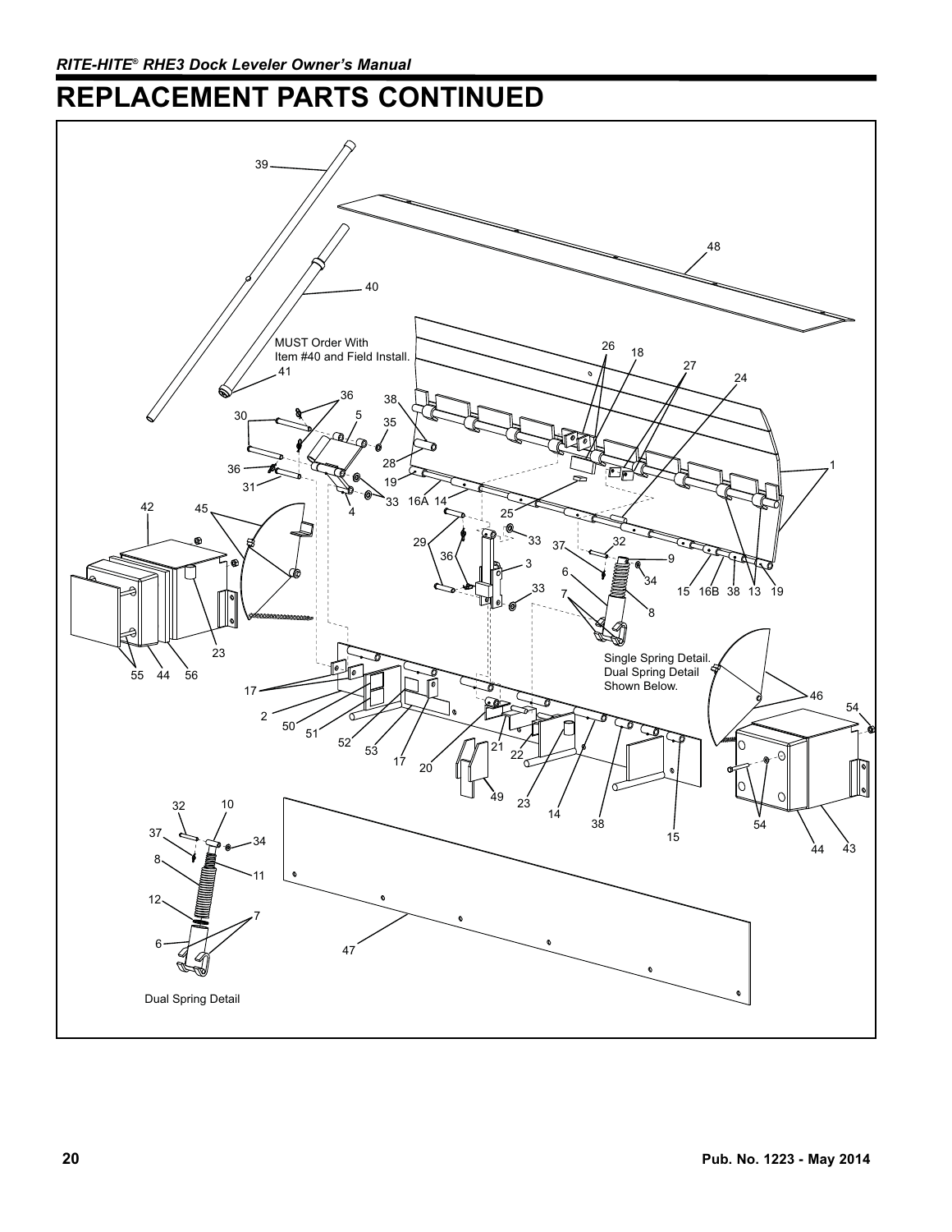# REPLACEMENT PARTS CONTINUED

MUST Order With Item #40 and Field Install.

Single Spring Detail. Dual Spring Detail Shown Below.

Dual Spring Detail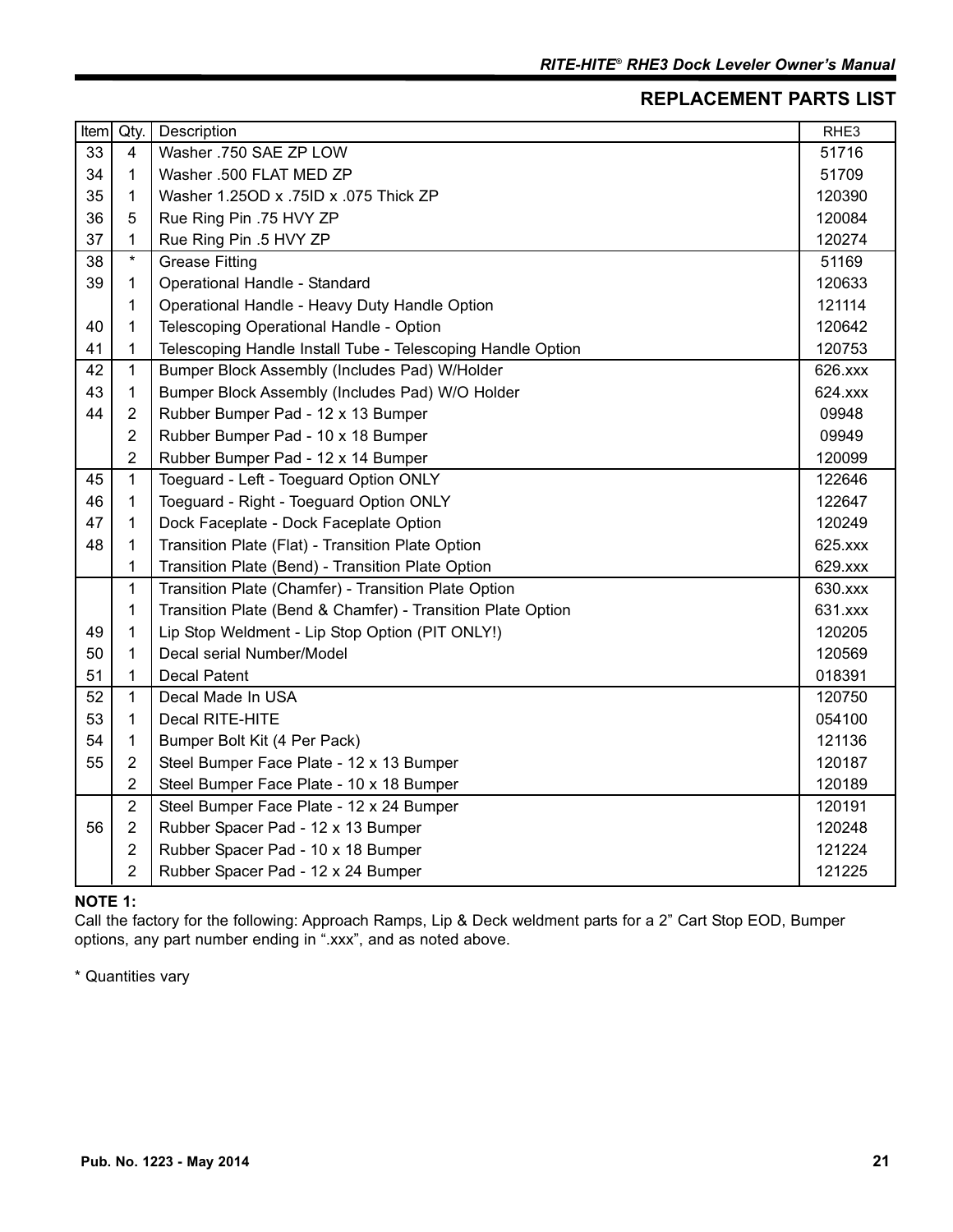## REPLACEMENT PARTS LIST

| Item | Qty. | Description | RHE3 |
|---|---|---|---|
| 33 | 4 | Washer .750 SAE ZP LOW | 51716 |
| 34 | 1 | Washer .500 FLAT MED ZP | 51709 |
| 35 | 1 | Washer 1.25OD x .75ID x .075 Thick ZP | 120390 |
| 36 | 5 | Rue Ring Pin .75 HVY ZP | 120084 |
| 37 | 1 | Rue Ring Pin .5 HVY ZP | 120274 |
| 38 | * | Grease Fitting | 51169 |
| 39 | 1 | Operational Handle - Standard | 120633 |
| | 1 | Operational Handle - Heavy Duty Handle Option | 121114 |
| 40 | 1 | Telescoping Operational Handle - Option | 120642 |
| 41 | 1 | Telescoping Handle Install Tube - Telescoping Handle Option | 120753 |
| 42 | 1 | Bumper Block Assembly (Includes Pad) W/Holder | 626.xxx |
| 43 | 1 | Bumper Block Assembly (Includes Pad) W/O Holder | 624.xxx |
| 44 | 2 | Rubber Bumper Pad - 12 x 13 Bumper | 09948 |
| | 2 | Rubber Bumper Pad - 10 x 18 Bumper | 09949 |
| | 2 | Rubber Bumper Pad - 12 x 14 Bumper | 120099 |
| 45 | 1 | Toeguard - Left - Toeguard Option ONLY | 122646 |
| 46 | 1 | Toeguard - Right - Toeguard Option ONLY | 122647 |
| 47 | 1 | Dock Faceplate - Dock Faceplate Option | 120249 |
| 48 | 1 | Transition Plate (Flat) - Transition Plate Option | 625.xxx |
| | 1 | Transition Plate (Bend) - Transition Plate Option | 629.xxx |
| | 1 | Transition Plate (Chamfer) - Transition Plate Option | 630.xxx |
| | 1 | Transition Plate (Bend & Chamfer) - Transition Plate Option | 631.xxx |
| 49 | 1 | Lip Stop Weldment - Lip Stop Option (PIT ONLY!) | 120205 |
| 50 | 1 | Decal serial Number/Model | 120569 |
| 51 | 1 | Decal Patent | 018391 |
| 52 | 1 | Decal Made In USA | 120750 |
| 53 | 1 | Decal RITE-HITE | 054100 |
| 54 | 1 | Bumper Bolt Kit (4 Per Pack) | 121136 |
| 55 | 2 | Steel Bumper Face Plate - 12 x 13 Bumper | 120187 |
| | 2 | Steel Bumper Face Plate - 10 x 18 Bumper | 120189 |
| | 2 | Steel Bumper Face Plate - 12 x 24 Bumper | 120191 |
| 56 | 2 | Rubber Spacer Pad - 12 x 13 Bumper | 120248 |
| | 2 | Rubber Spacer Pad - 10 x 18 Bumper | 121224 |
| | 2 | Rubber Spacer Pad - 12 x 24 Bumper | 121225 |

**NOTE 1:**
Call the factory for the following: Approach Ramps, Lip & Deck weldment parts for a 2" Cart Stop EOD, Bumper options, any part number ending in ".xxx", and as noted above.

* Quantities vary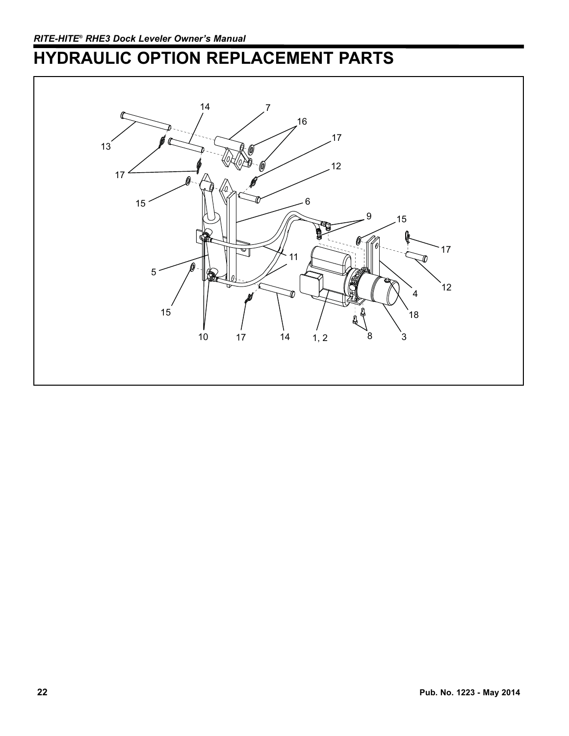# HYDRAULIC OPTION REPLACEMENT PARTS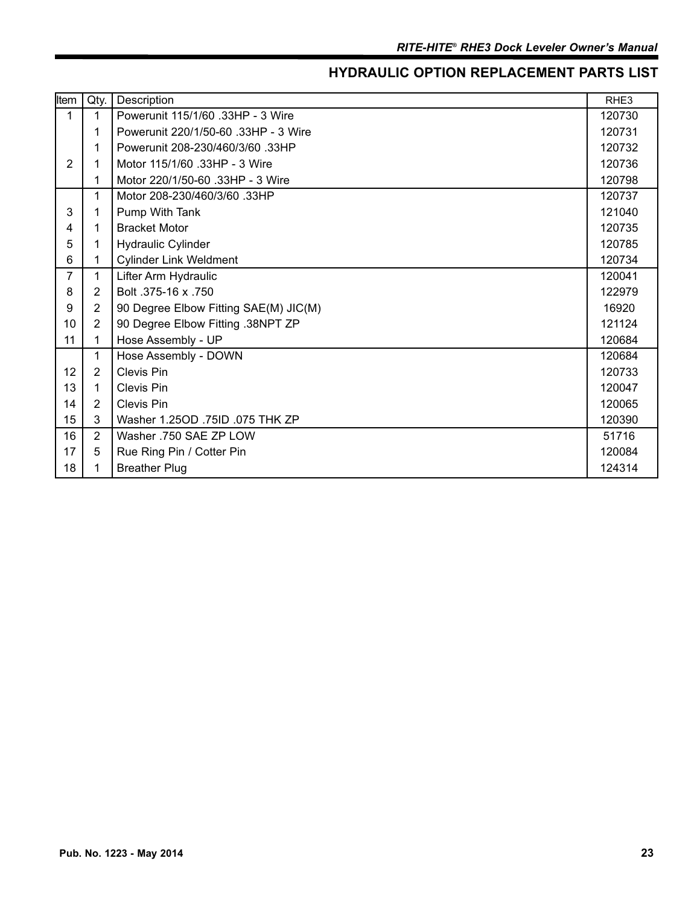## HYDRAULIC OPTION REPLACEMENT PARTS LIST

| Item | Qty. | Description | RHE3 |
|---|---|---|---|
| 1 | 1 | Powerunit 115/1/60 .33HP - 3 Wire | 120730 |
| | 1 | Powerunit 220/1/50-60 .33HP - 3 Wire | 120731 |
| | 1 | Powerunit 208-230/460/3/60 .33HP | 120732 |
| 2 | 1 | Motor 115/1/60 .33HP - 3 Wire | 120736 |
| | 1 | Motor 220/1/50-60 .33HP - 3 Wire | 120798 |
| | 1 | Motor 208-230/460/3/60 .33HP | 120737 |
| 3 | 1 | Pump With Tank | 121040 |
| 4 | 1 | Bracket Motor | 120735 |
| 5 | 1 | Hydraulic Cylinder | 120785 |
| 6 | 1 | Cylinder Link Weldment | 120734 |
| 7 | 1 | Lifter Arm Hydraulic | 120041 |
| 8 | 2 | Bolt .375-16 x .750 | 122979 |
| 9 | 2 | 90 Degree Elbow Fitting SAE(M) JIC(M) | 16920 |
| 10 | 2 | 90 Degree Elbow Fitting .38NPT ZP | 121124 |
| 11 | 1 | Hose Assembly - UP | 120684 |
| | 1 | Hose Assembly - DOWN | 120684 |
| 12 | 2 | Clevis Pin | 120733 |
| 13 | 1 | Clevis Pin | 120047 |
| 14 | 2 | Clevis Pin | 120065 |
| 15 | 3 | Washer 1.25OD .75ID .075 THK ZP | 120390 |
| 16 | 2 | Washer .750 SAE ZP LOW | 51716 |
| 17 | 5 | Rue Ring Pin / Cotter Pin | 120084 |
| 18 | 1 | Breather Plug | 124314 |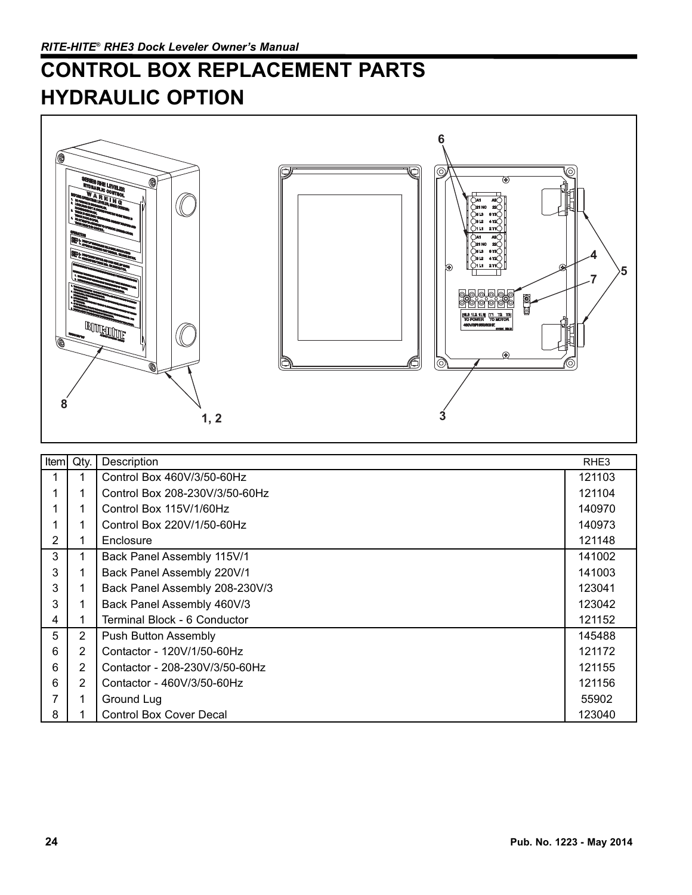# CONTROL BOX REPLACEMENT PARTS
# HYDRAULIC OPTION

| Item | Qty. | Description | RHE3 |
|---|---|---|---|
| 1 | 1 | Control Box 460V/3/50-60Hz | 121103 |
| 1 | 1 | Control Box 208-230V/3/50-60Hz | 121104 |
| 1 | 1 | Control Box 115V/1/60Hz | 140970 |
| 1 | 1 | Control Box 220V/1/50-60Hz | 140973 |
| 2 | 1 | Enclosure | 121148 |
| 3 | 1 | Back Panel Assembly 115V/1 | 141002 |
| 3 | 1 | Back Panel Assembly 220V/1 | 141003 |
| 3 | 1 | Back Panel Assembly 208-230V/3 | 123041 |
| 3 | 1 | Back Panel Assembly 460V/3 | 123042 |
| 4 | 1 | Terminal Block - 6 Conductor | 121152 |
| 5 | 2 | Push Button Assembly | 145488 |
| 6 | 2 | Contactor - 120V/1/50-60Hz | 121172 |
| 6 | 2 | Contactor - 208-230V/3/50-60Hz | 121155 |
| 6 | 2 | Contactor - 460V/3/50-60Hz | 121156 |
| 7 | 1 | Ground Lug | 55902 |
| 8 | 1 | Control Box Cover Decal | 123040 |

Pub. No. 1223 - May 2014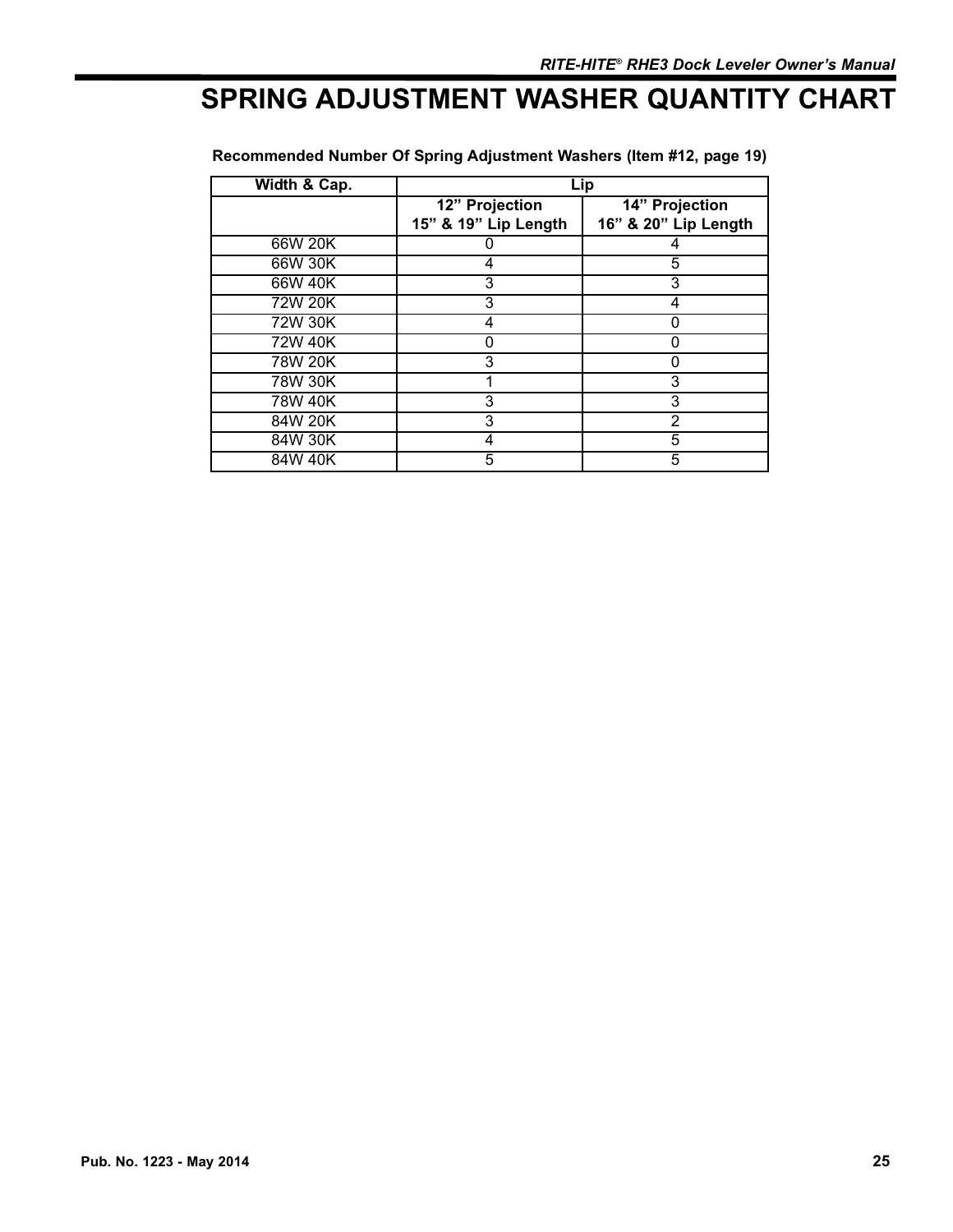# SPRING ADJUSTMENT WASHER QUANTITY CHART

**Recommended Number Of Spring Adjustment Washers (Item #12, page 19)**

| Width & Cap. | Lip | |
|---|---|---|
| | 12" Projection 15" & 19" Lip Length | 14" Projection 16" & 20" Lip Length |
| 66W 20K | 0 | 4 |
| 66W 30K | 4 | 5 |
| 66W 40K | 3 | 3 |
| 72W 20K | 3 | 4 |
| 72W 30K | 4 | 0 |
| 72W 40K | 0 | 0 |
| 78W 20K | 3 | 0 |
| 78W 30K | 1 | 3 |
| 78W 40K | 3 | 3 |
| 84W 20K | 3 | 2 |
| 84W 30K | 4 | 5 |
| 84W 40K | 5 | 5 |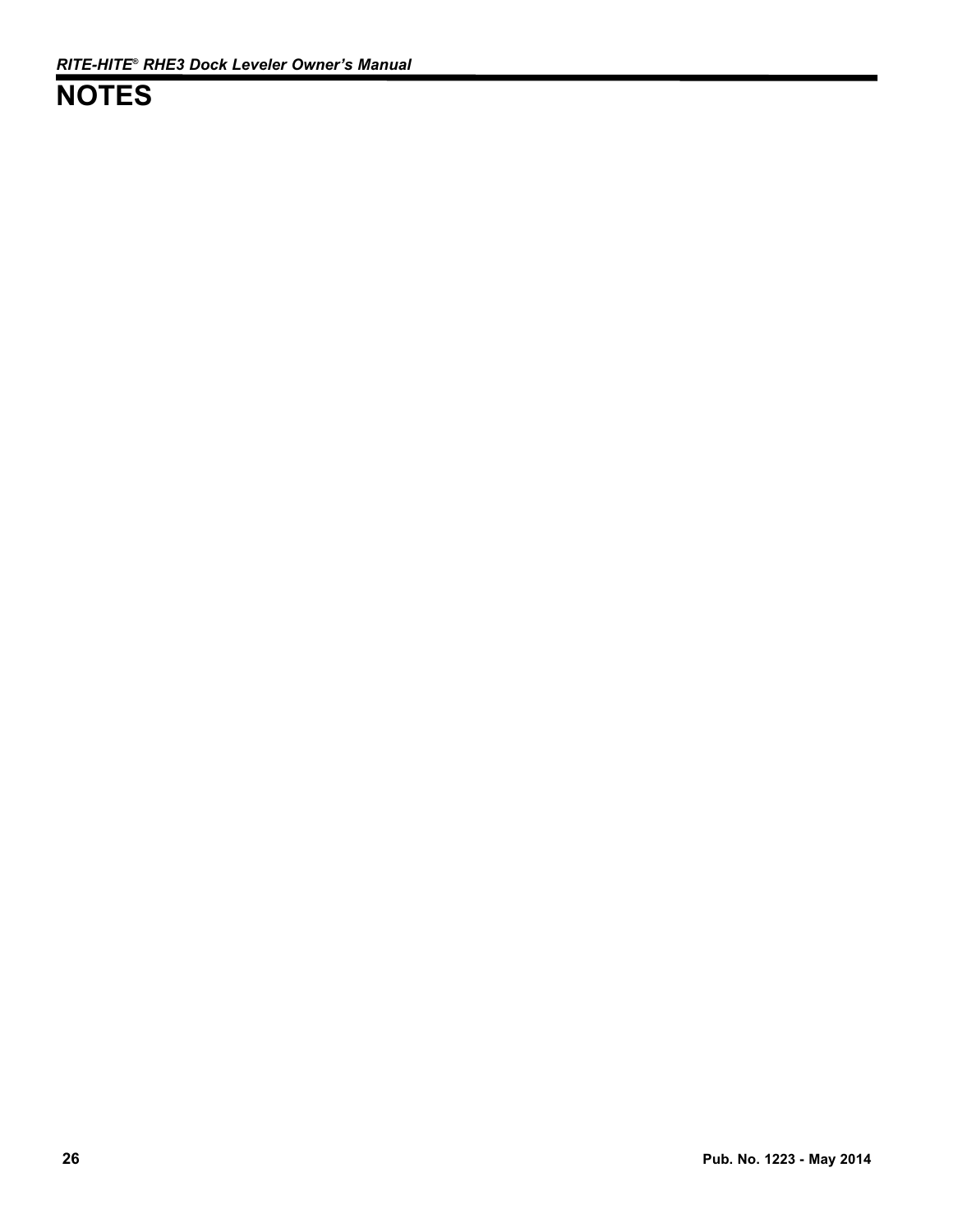# NOTES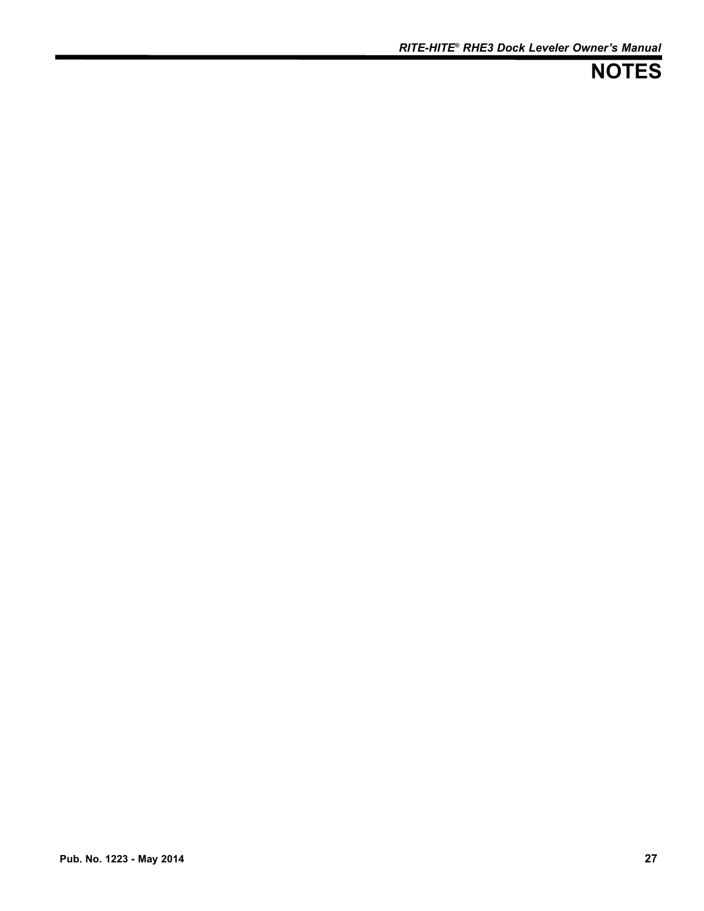# NOTES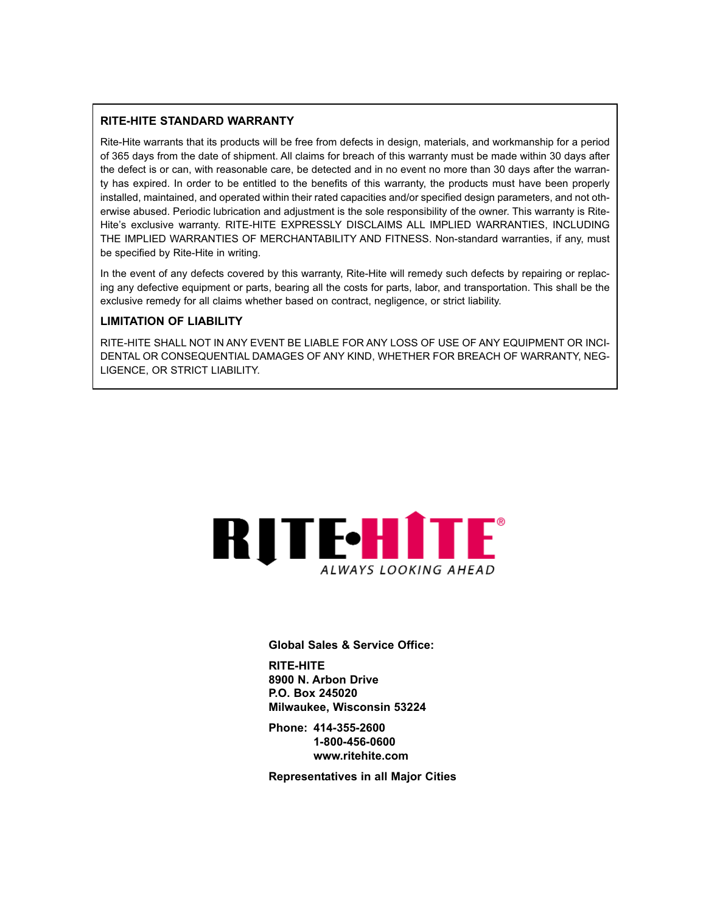## RITE-HITE STANDARD WARRANTY

Rite-Hite warrants that its products will be free from defects in design, materials, and workmanship for a period of 365 days from the date of shipment. All claims for breach of this warranty must be made within 30 days after the defect is or can, with reasonable care, be detected and in no event no more than 30 days after the warranty has expired. In order to be entitled to the benefits of this warranty, the products must have been properly installed, maintained, and operated within their rated capacities and/or specified design parameters, and not otherwise abused. Periodic lubrication and adjustment is the sole responsibility of the owner. This warranty is Rite-Hite's exclusive warranty. RITE-HITE EXPRESSLY DISCLAIMS ALL IMPLIED WARRANTIES, INCLUDING THE IMPLIED WARRANTIES OF MERCHANTABILITY AND FITNESS. Non-standard warranties, if any, must be specified by Rite-Hite in writing.

In the event of any defects covered by this warranty, Rite-Hite will remedy such defects by repairing or replacing any defective equipment or parts, bearing all the costs for parts, labor, and transportation. This shall be the exclusive remedy for all claims whether based on contract, negligence, or strict liability.

## LIMITATION OF LIABILITY

RITE-HITE SHALL NOT IN ANY EVENT BE LIABLE FOR ANY LOSS OF USE OF ANY EQUIPMENT OR INCIDENTAL OR CONSEQUENTIAL DAMAGES OF ANY KIND, WHETHER FOR BREACH OF WARRANTY, NEGLIGENCE, OR STRICT LIABILITY.

RITE-HITE®

*ALWAYS LOOKING AHEAD*

**Global Sales & Service Office:**

**RITE-HITE**
**8900 N. Arbon Drive**
**P.O. Box 245020**
**Milwaukee, Wisconsin 53224**

**Phone: 414-355-2600**
**1-800-456-0600**
**www.ritehite.com**

**Representatives in all Major Cities**